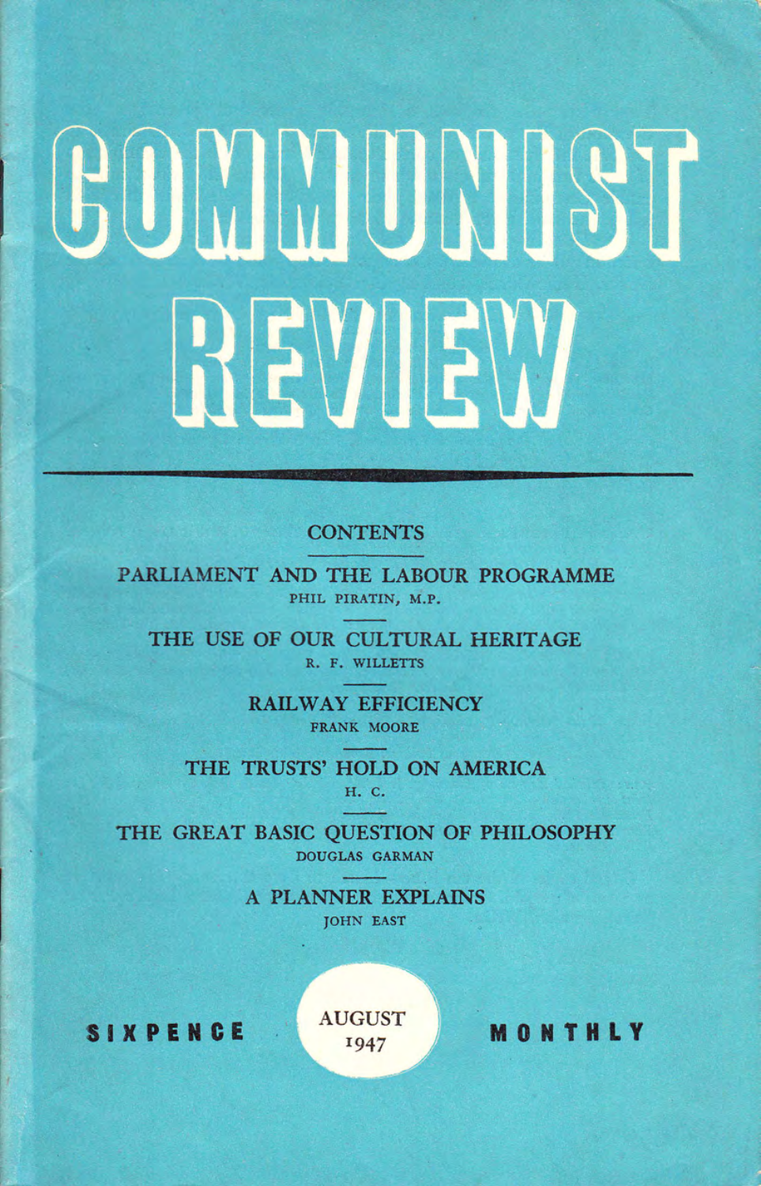# COMMUNIST REVIEW

## CONTENTS

PARLIAMENT AND THE LABOUR PROGRAMME
PHIL PIRATIN, M.P.

THE USE OF OUR CULTURAL HERITAGE
R. F. WILLETTS

RAILWAY EFFICIENCY
FRANK MOORE

THE TRUSTS' HOLD ON AMERICA
H. C.

THE GREAT BASIC QUESTION OF PHILOSOPHY
DOUGLAS GARMAN

A PLANNER EXPLAINS
JOHN EAST

SIXPENCE — AUGUST 1947 — MONTHLY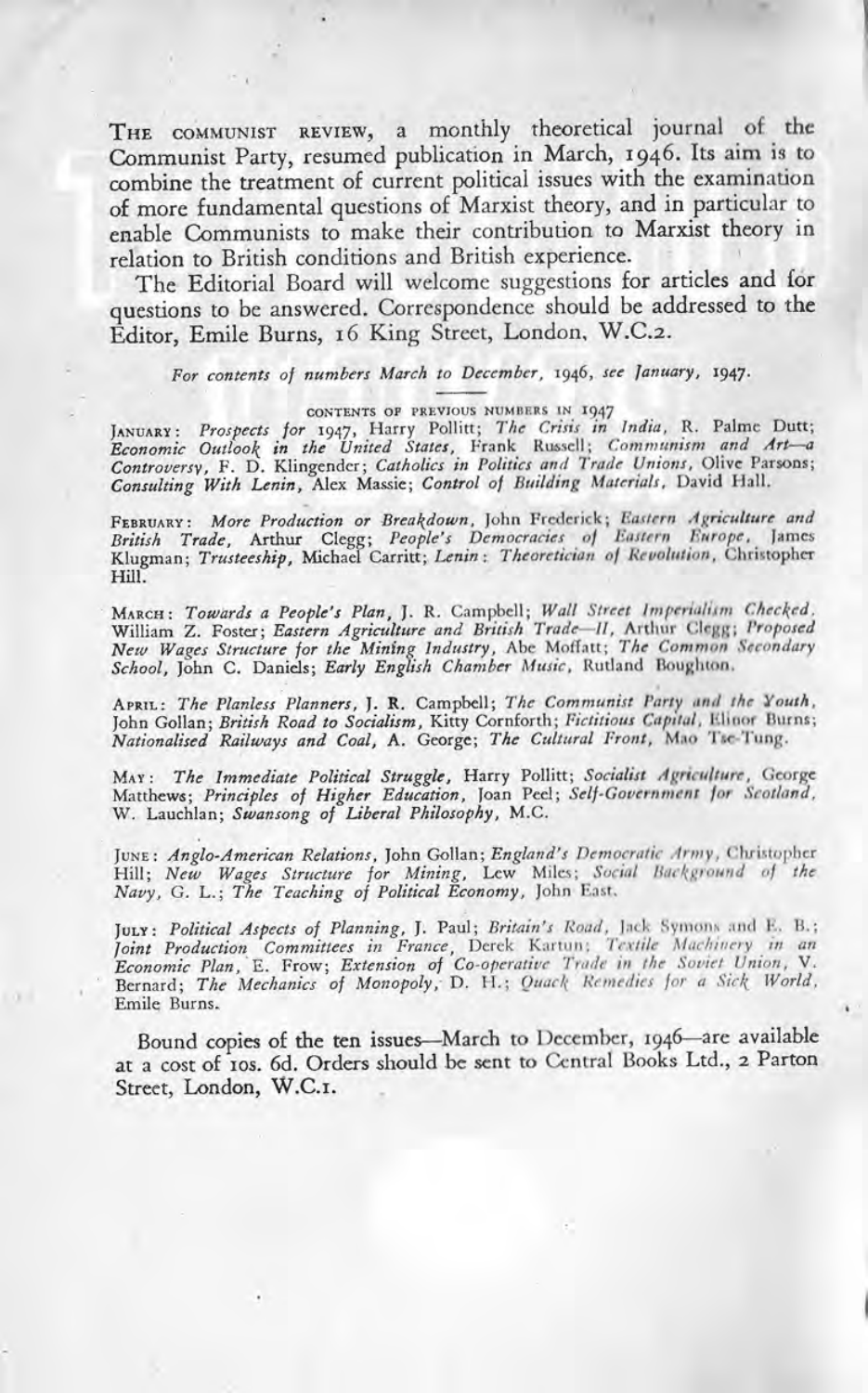THE COMMUNIST REVIEW, a monthly theoretical journal of the Communist Party, resumed publication in March, 1946. Its aim is to combine the treatment of current political issues with the examination of more fundamental questions of Marxist theory, and in particular to enable Communists to make their contribution to Marxist theory in relation to British conditions and British experience.

The Editorial Board will welcome suggestions for articles and for questions to be answered. Correspondence should be addressed to the Editor, Emile Burns, 16 King Street, London, W.C.2.

*For contents of numbers March to December, 1946, see January, 1947.*

CONTENTS OF PREVIOUS NUMBERS IN 1947

JANUARY: *Prospects for 1947*, Harry Pollitt; *The Crisis in India*, R. Palme Dutt; *Economic Outlook in the United States*, Frank Russell; *Communism and Art—a Controversy*, F. D. Klingender; *Catholics in Politics and Trade Unions*, Olive Parsons; *Consulting With Lenin*, Alex Massie; *Control of Building Materials*, David Hall.

FEBRUARY: *More Production or Breakdown*, John Frederick; *Eastern Agriculture and British Trade*, Arthur Clegg; *People's Democracies of Eastern Europe*, James Klugman; *Trusteeship*, Michael Carritt; *Lenin: Theoretician of Revolution*, Christopher Hill.

MARCH: *Towards a People's Plan*, J. R. Campbell; *Wall Street Imperialism Checked*, William Z. Foster; *Eastern Agriculture and British Trade—II*, Arthur Clegg; *Proposed New Wages Structure for the Mining Industry*, Abe Moffatt; *The Common Secondary School*, John C. Daniels; *Early English Chamber Music*, Rutland Boughton.

APRIL: *The Planless Planners*, J. R. Campbell; *The Communist Party and the Youth*, John Gollan; *British Road to Socialism*, Kitty Cornforth; *Fictitious Capital*, Elinor Burns; *Nationalised Railways and Coal*, A. George; *The Cultural Front*, Mao Tse-Tung.

MAY: *The Immediate Political Struggle*, Harry Pollitt; *Socialist Agriculture*, George Matthews; *Principles of Higher Education*, Joan Peel; *Self-Government for Scotland*, W. Lauchlan; *Swansong of Liberal Philosophy*, M.C.

JUNE: *Anglo-American Relations*, John Gollan; *England's Democratic Army*, Christopher Hill; *New Wages Structure for Mining*, Lew Miles; *Social Background of the Navy*, G. L.; *The Teaching of Political Economy*, John East.

JULY: *Political Aspects of Planning*, J. Paul; *Britain's Road*, Jack Symons and E. B.; *Joint Production Committees in France*, Derek Kartun; *Textile Machinery in an Economic Plan*, E. Frow; *Extension of Co-operative Trade in the Soviet Union*, V. Bernard; *The Mechanics of Monopoly*, D. H.; *Quack Remedies for a Sick World*, Emile Burns.

Bound copies of the ten issues—March to December, 1946—are available at a cost of 10s. 6d. Orders should be sent to Central Books Ltd., 2 Parton Street, London, W.C.1.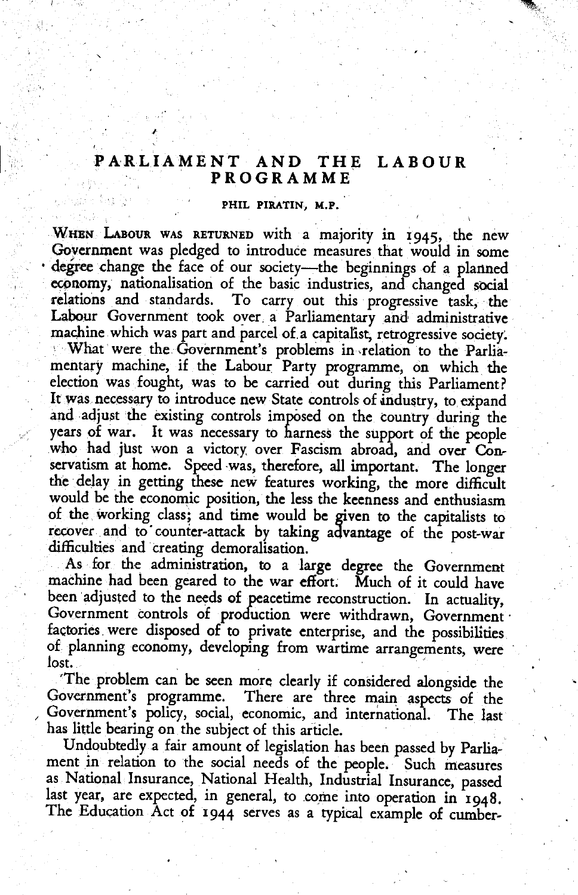# PARLIAMENT AND THE LABOUR PROGRAMME

PHIL PIRATIN, M.P.

WHEN LABOUR WAS RETURNED with a majority in 1945, the new Government was pledged to introduce measures that would in some degree change the face of our society—the beginnings of a planned economy, nationalisation of the basic industries, and changed social relations and standards. To carry out this progressive task, the Labour Government took over a Parliamentary and administrative machine which was part and parcel of a capitalist, retrogressive society.

What were the Government's problems in relation to the Parliamentary machine, if the Labour Party programme, on which the election was fought, was to be carried out during this Parliament? It was necessary to introduce new State controls of industry, to expand and adjust the existing controls imposed on the country during the years of war. It was necessary to harness the support of the people who had just won a victory over Fascism abroad, and over Conservatism at home. Speed was, therefore, all important. The longer the delay in getting these new features working, the more difficult would be the economic position, the less the keenness and enthusiasm of the working class; and time would be given to the capitalists to recover and to counter-attack by taking advantage of the post-war difficulties and creating demoralisation.

As for the administration, to a large degree the Government machine had been geared to the war effort. Much of it could have been adjusted to the needs of peacetime reconstruction. In actuality, Government controls of production were withdrawn, Government factories were disposed of to private enterprise, and the possibilities of planning economy, developing from wartime arrangements, were lost.

The problem can be seen more clearly if considered alongside the Government's programme. There are three main aspects of the Government's policy, social, economic, and international. The last has little bearing on the subject of this article.

Undoubtedly a fair amount of legislation has been passed by Parliament in relation to the social needs of the people. Such measures as National Insurance, National Health, Industrial Insurance, passed last year, are expected, in general, to come into operation in 1948. The Education Act of 1944 serves as a typical example of cumber-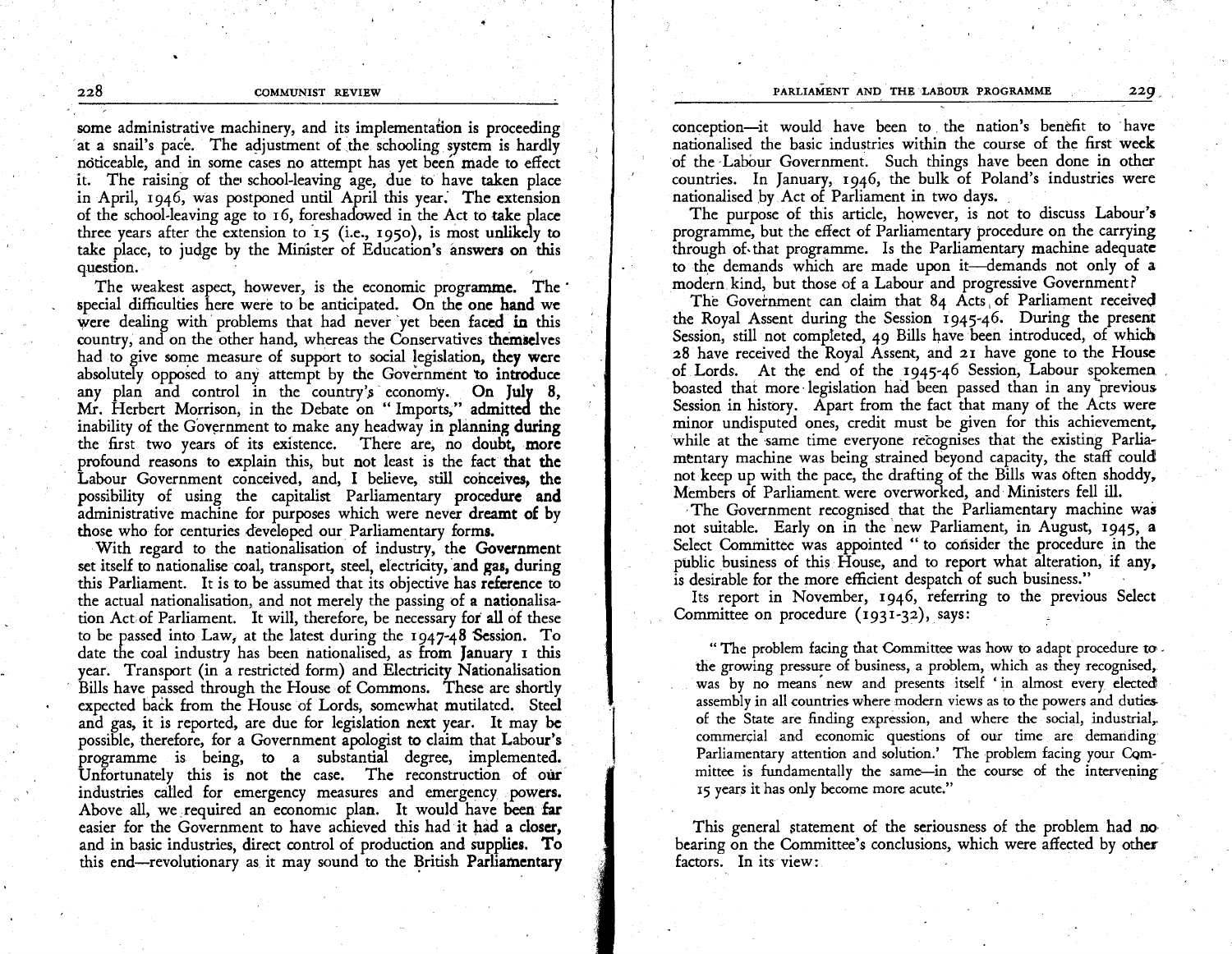some administrative machinery, and its implementation is proceeding at a snail's pace. The adjustment of the schooling system is hardly noticeable, and in some cases no attempt has yet been made to effect it. The raising of the school-leaving age, due to have taken place in April, 1946, was postponed until April this year. The extension of the school-leaving age to 16, foreshadowed in the Act to take place three years after the extension to 15 (i.e., 1950), is most unlikely to take place, to judge by the Minister of Education's answers on this question.

The weakest aspect, however, is the economic programme. The special difficulties here were to be anticipated. On the one hand we were dealing with problems that had never yet been faced in this country, and on the other hand, whereas the Conservatives themselves had to give some measure of support to social legislation, they were absolutely opposed to any attempt by the Government to introduce any plan and control in the country's economy. On July 8, Mr. Herbert Morrison, in the Debate on "Imports," admitted the inability of the Government to make any headway in planning during the first two years of its existence. There are, no doubt, more profound reasons to explain this, but not least is the fact that the Labour Government conceived, and, I believe, still conceives, the possibility of using the capitalist Parliamentary procedure and administrative machine for purposes which were never dreamt of by those who for centuries developed our Parliamentary forms.

With regard to the nationalisation of industry, the Government set itself to nationalise coal, transport, steel, electricity, and gas, during this Parliament. It is to be assumed that its objective has reference to the actual nationalisation, and not merely the passing of a nationalisation Act of Parliament. It will, therefore, be necessary for all of these to be passed into Law, at the latest during the 1947-48 Session. To date the coal industry has been nationalised, as from January 1 this year. Transport (in a restricted form) and Electricity Nationalisation Bills have passed through the House of Commons. These are shortly expected back from the House of Lords, somewhat mutilated. Steel and gas, it is reported, are due for legislation next year. It may be possible, therefore, for a Government apologist to claim that Labour's programme is being, to a substantial degree, implemented. Unfortunately this is not the case. The reconstruction of our industries called for emergency measures and emergency powers. Above all, we required an economic plan. It would have been far easier for the Government to have achieved this had it had a closer, and in basic industries, direct control of production and supplies. To this end—revolutionary as it may sound to the British Parliamentary conception—it would have been to the nation's benefit to have nationalised the basic industries within the course of the first week of the Labour Government. Such things have been done in other countries. In January, 1946, the bulk of Poland's industries were nationalised by Act of Parliament in two days.

The purpose of this article, however, is not to discuss Labour's programme, but the effect of Parliamentary procedure on the carrying through of that programme. Is the Parliamentary machine adequate to the demands which are made upon it—demands not only of a modern kind, but those of a Labour and progressive Government?

The Government can claim that 84 Acts of Parliament received the Royal Assent during the Session 1945-46. During the present Session, still not completed, 49 Bills have been introduced, of which 28 have received the Royal Assent, and 21 have gone to the House of Lords. At the end of the 1945-46 Session, Labour spokemen boasted that more legislation had been passed than in any previous Session in history. Apart from the fact that many of the Acts were minor undisputed ones, credit must be given for this achievement, while at the same time everyone recognises that the existing Parliamentary machine was being strained beyond capacity, the staff could not keep up with the pace, the drafting of the Bills was often shoddy, Members of Parliament were overworked, and Ministers fell ill.

The Government recognised that the Parliamentary machine was not suitable. Early on in the new Parliament, in August, 1945, a Select Committee was appointed "to consider the procedure in the public business of this House, and to report what alteration, if any, is desirable for the more efficient despatch of such business."

Its report in November, 1946, referring to the previous Select Committee on procedure (1931-32), says:

> "The problem facing that Committee was how to adapt procedure to the growing pressure of business, a problem, which as they recognised, was by no means new and presents itself 'in almost every elected assembly in all countries where modern views as to the powers and duties of the State are finding expression, and where the social, industrial, commercial and economic questions of our time are demanding Parliamentary attention and solution.' The problem facing your Committee is fundamentally the same—in the course of the intervening 15 years it has only become more acute."

This general statement of the seriousness of the problem had no bearing on the Committee's conclusions, which were affected by other factors. In its view: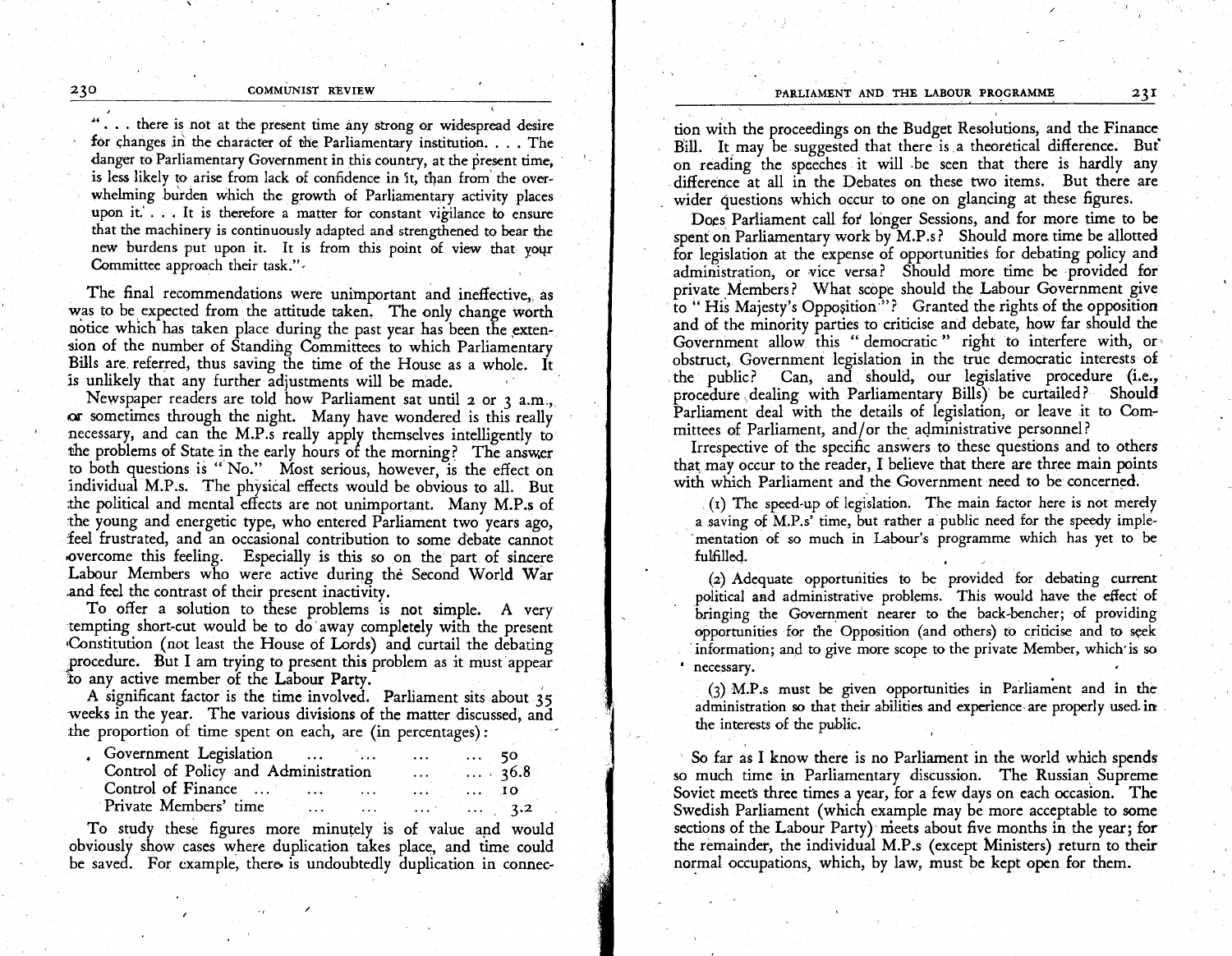"... there is not at the present time any strong or widespread desire for changes in the character of the Parliamentary institution. ... The danger to Parliamentary Government in this country, at the present time, is less likely to arise from lack of confidence in it, than from the overwhelming burden which the growth of Parliamentary activity places upon it. ... It is therefore a matter for constant vigilance to ensure that the machinery is continuously adapted and strengthened to bear the new burdens put upon it. It is from this point of view that your Committee approach their task."

The final recommendations were unimportant and ineffective, as was to be expected from the attitude taken. The only change worth notice which has taken place during the past year has been the extension of the number of Standing Committees to which Parliamentary Bills are referred, thus saving the time of the House as a whole. It is unlikely that any further adjustments will be made.

Newspaper readers are told how Parliament sat until 2 or 3 a.m., or sometimes through the night. Many have wondered is this really necessary, and can the M.P.s really apply themselves intelligently to the problems of State in the early hours of the morning? The answer to both questions is "No." Most serious, however, is the effect on individual M.P.s. The physical effects would be obvious to all. But the political and mental effects are not unimportant. Many M.P.s of the young and energetic type, who entered Parliament two years ago, feel frustrated, and an occasional contribution to some debate cannot overcome this feeling. Especially is this so on the part of sincere Labour Members who were active during the Second World War and feel the contrast of their present inactivity.

To offer a solution to these problems is not simple. A very tempting short-cut would be to do away completely with the present Constitution (not least the House of Lords) and curtail the debating procedure. But I am trying to present this problem as it must appear to any active member of the Labour Party.

A significant factor is the time involved. Parliament sits about 35 weeks in the year. The various divisions of the matter discussed, and the proportion of time spent on each, are (in percentages):

| | |
|---|---|
| Government Legislation | 50 |
| Control of Policy and Administration | 36.8 |
| Control of Finance | 10 |
| Private Members' time | 3.2 |

To study these figures more minutely is of value and would obviously show cases where duplication takes place, and time could be saved. For example, there is undoubtedly duplication in connection with the proceedings on the Budget Resolutions, and the Finance Bill. It may be suggested that there is a theoretical difference. But on reading the speeches it will be seen that there is hardly any difference at all in the Debates on these two items. But there are wider questions which occur to one on glancing at these figures.

Does Parliament call for longer Sessions, and for more time to be spent on Parliamentary work by M.P.s? Should more time be allotted for legislation at the expense of opportunities for debating policy and administration, or vice versa? Should more time be provided for private Members? What scope should the Labour Government give to "His Majesty's Opposition"? Granted the rights of the opposition and of the minority parties to criticise and debate, how far should the Government allow this "democratic" right to interfere with, or obstruct, Government legislation in the true democratic interests of the public? Can, and should, our legislative procedure (i.e., procedure dealing with Parliamentary Bills) be curtailed? Should Parliament deal with the details of legislation, or leave it to Committees of Parliament, and/or the administrative personnel?

Irrespective of the specific answers to these questions and to others that may occur to the reader, I believe that there are three main points with which Parliament and the Government need to be concerned.

(1) The speed-up of legislation. The main factor here is not merely a saving of M.P.s' time, but rather a public need for the speedy implementation of so much in Labour's programme which has yet to be fulfilled.

(2) Adequate opportunities to be provided for debating current political and administrative problems. This would have the effect of bringing the Government nearer to the back-bencher; of providing opportunities for the Opposition (and others) to criticise and to seek information; and to give more scope to the private Member, which is so necessary.

(3) M.P.s must be given opportunities in Parliament and in the administration so that their abilities and experience are properly used in the interests of the public.

So far as I know there is no Parliament in the world which spends so much time in Parliamentary discussion. The Russian Supreme Soviet meets three times a year, for a few days on each occasion. The Swedish Parliament (which example may be more acceptable to some sections of the Labour Party) meets about five months in the year; for the remainder, the individual M.P.s (except Ministers) return to their normal occupations, which, by law, must be kept open for them.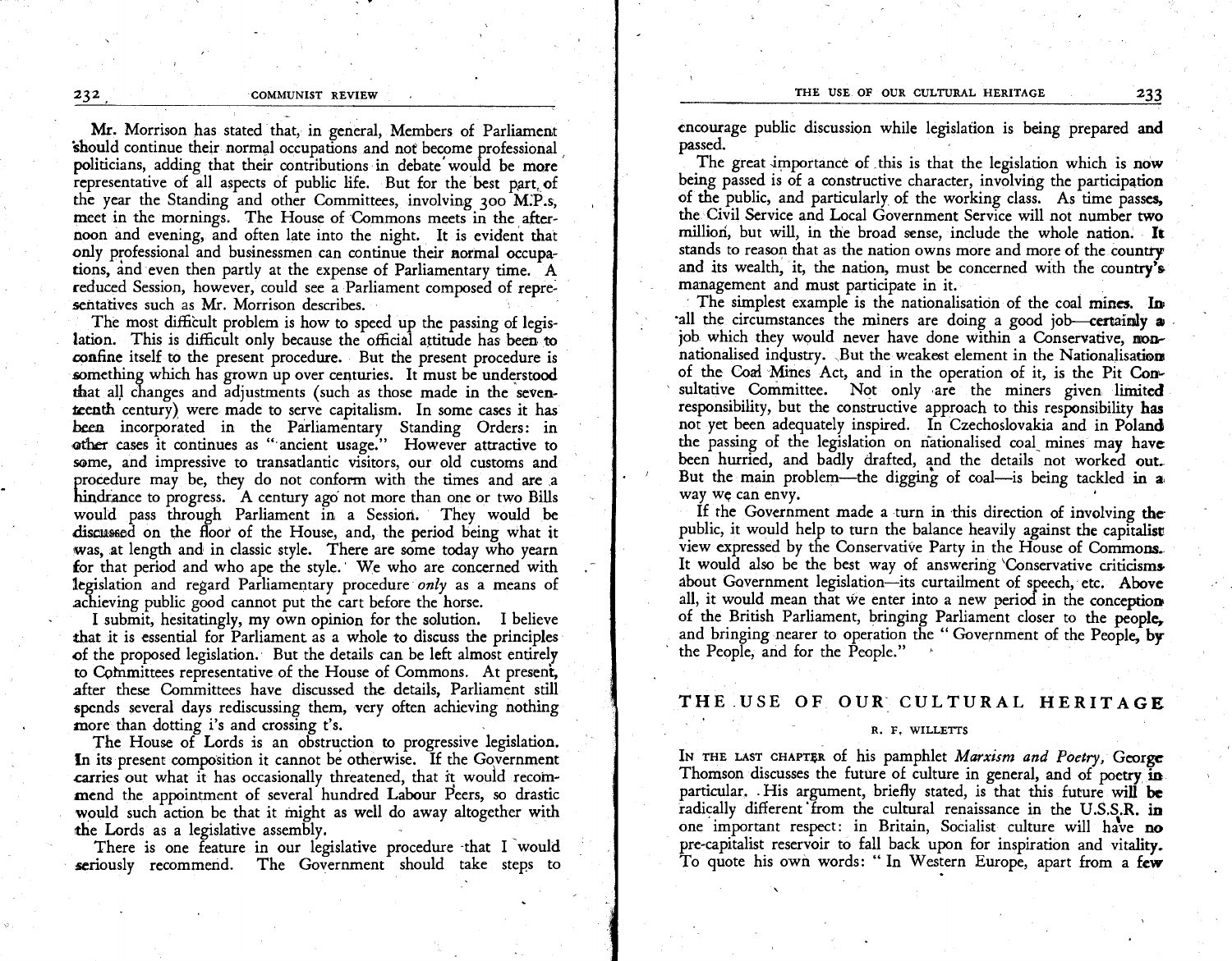Mr. Morrison has stated that, in general, Members of Parliament should continue their normal occupations and not become professional politicians, adding that their contributions in debate would be more representative of all aspects of public life. But for the best part of the year the Standing and other Committees, involving 300 M.P.s, meet in the mornings. The House of Commons meets in the afternoon and evening, and often late into the night. It is evident that only professional and businessmen can continue their normal occupations, and even then partly at the expense of Parliamentary time. A reduced Session, however, could see a Parliament composed of representatives such as Mr. Morrison describes.

The most difficult problem is how to speed up the passing of legislation. This is difficult only because the official attitude has been to confine itself to the present procedure. But the present procedure is something which has grown up over centuries. It must be understood that all changes and adjustments (such as those made in the seventeenth century) were made to serve capitalism. In some cases it has been incorporated in the Parliamentary Standing Orders: in other cases it continues as "ancient usage." However attractive to some, and impressive to transatlantic visitors, our old customs and procedure may be, they do not conform with the times and are a hindrance to progress. A century ago not more than one or two Bills would pass through Parliament in a Session. They would be discussed on the floor of the House, and, the period being what it was, at length and in classic style. There are some today who yearn for that period and who ape the style. We who are concerned with legislation and regard Parliamentary procedure *only* as a means of achieving public good cannot put the cart before the horse.

I submit, hesitatingly, my own opinion for the solution. I believe that it is essential for Parliament as a whole to discuss the principles of the proposed legislation. But the details can be left almost entirely to Committees representative of the House of Commons. At present, after these Committees have discussed the details, Parliament still spends several days rediscussing them, very often achieving nothing more than dotting i's and crossing t's.

The House of Lords is an obstruction to progressive legislation. In its present composition it cannot be otherwise. If the Government carries out what it has occasionally threatened, that it would recommend the appointment of several hundred Labour Peers, so drastic would such action be that it might as well do away altogether with the Lords as a legislative assembly.

There is one feature in our legislative procedure that I would seriously recommend. The Government should take steps to encourage public discussion while legislation is being prepared and passed.

The great importance of this is that the legislation which is now being passed is of a constructive character, involving the participation of the public, and particularly of the working class. As time passes, the Civil Service and Local Government Service will not number two million, but will, in the broad sense, include the whole nation. It stands to reason that as the nation owns more and more of the country and its wealth, it, the nation, must be concerned with the country's management and must participate in it.

The simplest example is the nationalisation of the coal mines. In all the circumstances the miners are doing a good job—certainly a job which they would never have done within a Conservative, non-nationalised industry. But the weakest element in the Nationalisation of the Coal Mines Act, and in the operation of it, is the Pit Consultative Committee. Not only are the miners given limited responsibility, but the constructive approach to this responsibility has not yet been adequately inspired. In Czechoslovakia and in Poland the passing of the legislation on nationalised coal mines may have been hurried, and badly drafted, and the details not worked out. But the main problem—the digging of coal—is being tackled in a way we can envy.

If the Government made a turn in this direction of involving the public, it would help to turn the balance heavily against the capitalist view expressed by the Conservative Party in the House of Commons. It would also be the best way of answering Conservative criticisms about Government legislation—its curtailment of speech, etc. Above all, it would mean that we enter into a new period in the conception of the British Parliament, bringing Parliament closer to the people, and bringing nearer to operation the "Government of the People, by the People, and for the People."

## THE USE OF OUR CULTURAL HERITAGE

R. F. WILLETTS

IN THE LAST CHAPTER of his pamphlet *Marxism and Poetry*, George Thomson discusses the future of culture in general, and of poetry in particular. His argument, briefly stated, is that this future will be radically different from the cultural renaissance in the U.S.S.R. in one important respect: in Britain, Socialist culture will have no pre-capitalist reservoir to fall back upon for inspiration and vitality. To quote his own words: "In Western Europe, apart from a few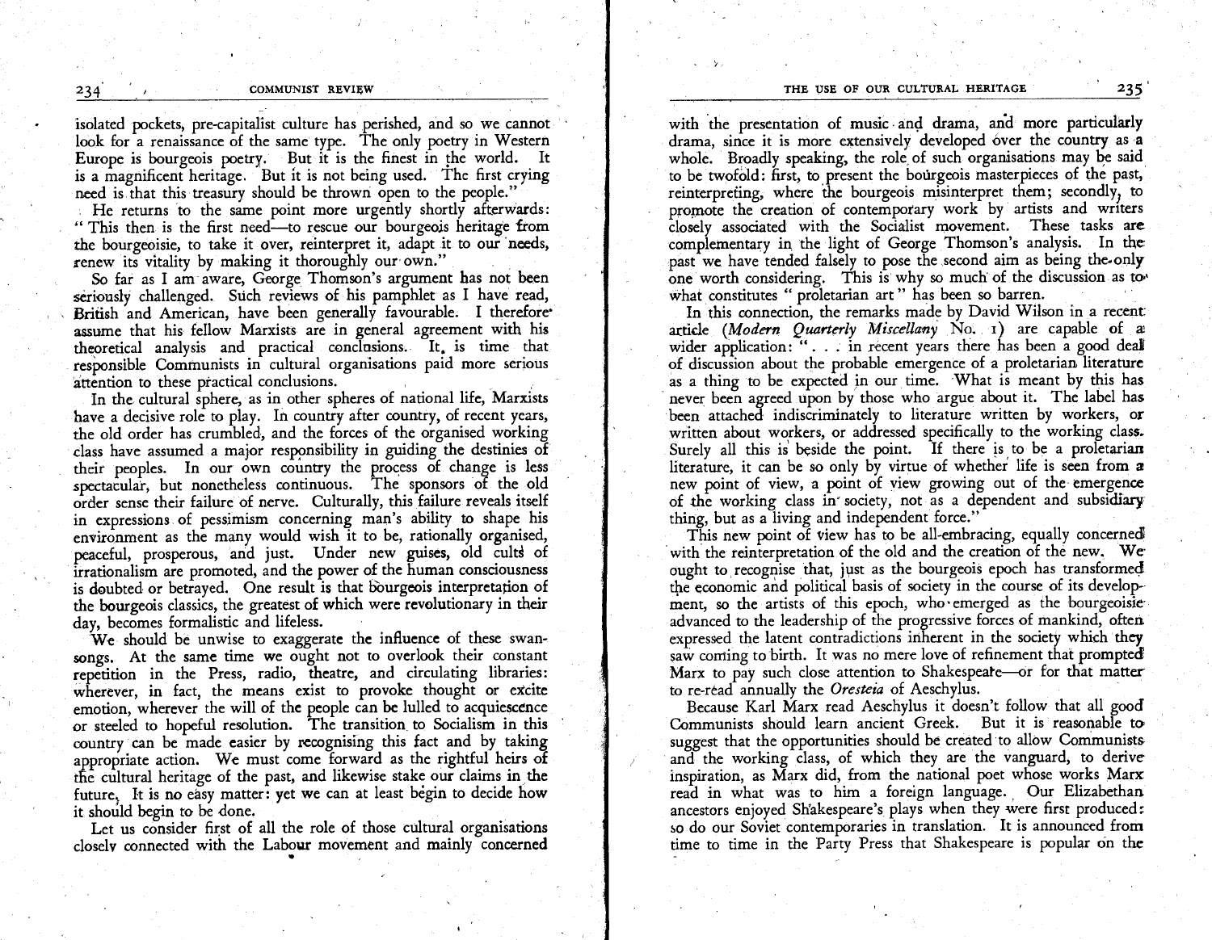isolated pockets, pre-capitalist culture has perished, and so we cannot look for a renaissance of the same type. The only poetry in Western Europe is bourgeois poetry. But it is the finest in the world. It is a magnificent heritage. But it is not being used. The first crying need is that this treasury should be thrown open to the people."

He returns to the same point more urgently shortly afterwards: "This then is the first need—to rescue our bourgeois heritage from the bourgeoisie, to take it over, reinterpret it, adapt it to our needs, renew its vitality by making it thoroughly our own."

So far as I am aware, George Thomson's argument has not been seriously challenged. Such reviews of his pamphlet as I have read, British and American, have been generally favourable. I therefore assume that his fellow Marxists are in general agreement with his theoretical analysis and practical conclusions. It is time that responsible Communists in cultural organisations paid more serious attention to these practical conclusions.

In the cultural sphere, as in other spheres of national life, Marxists have a decisive role to play. In country after country, of recent years, the old order has crumbled, and the forces of the organised working class have assumed a major responsibility in guiding the destinies of their peoples. In our own country the process of change is less spectacular, but nonetheless continuous. The sponsors of the old order sense their failure of nerve. Culturally, this failure reveals itself in expressions of pessimism concerning man's ability to shape his environment as the many would wish it to be, rationally organised, peaceful, prosperous, and just. Under new guises, old cults of irrationalism are promoted, and the power of the human consciousness is doubted or betrayed. One result is that bourgeois interpretation of the bourgeois classics, the greatest of which were revolutionary in their day, becomes formalistic and lifeless.

We should be unwise to exaggerate the influence of these swan-songs. At the same time we ought not to overlook their constant repetition in the Press, radio, theatre, and circulating libraries: wherever, in fact, the means exist to provoke thought or excite emotion, wherever the will of the people can be lulled to acquiescence or steeled to hopeful resolution. The transition to Socialism in this country can be made easier by recognising this fact and by taking appropriate action. We must come forward as the rightful heirs of the cultural heritage of the past, and likewise stake our claims in the future. It is no easy matter: yet we can at least begin to decide how it should begin to be done.

Let us consider first of all the role of those cultural organisations closely connected with the Labour movement and mainly concerned with the presentation of music and drama, and more particularly drama, since it is more extensively developed over the country as a whole. Broadly speaking, the role of such organisations may be said to be twofold: first, to present the bourgeois masterpieces of the past, reinterpreting, where the bourgeois misinterpret them; secondly, to promote the creation of contemporary work by artists and writers closely associated with the Socialist movement. These tasks are complementary in the light of George Thomson's analysis. In the past we have tended falsely to pose the second aim as being the only one worth considering. This is why so much of the discussion as to what constitutes "proletarian art" has been so barren.

In this connection, the remarks made by David Wilson in a recent article (*Modern Quarterly Miscellany* No. 1) are capable of a wider application: ". . . in recent years there has been a good deal of discussion about the probable emergence of a proletarian literature as a thing to be expected in our time. What is meant by this has never been agreed upon by those who argue about it. The label has been attached indiscriminately to literature written by workers, or written about workers, or addressed specifically to the working class. Surely all this is beside the point. If there is to be a proletarian literature, it can be so only by virtue of whether life is seen from a new point of view, a point of view growing out of the emergence of the working class in society, not as a dependent and subsidiary thing, but as a living and independent force."

This new point of view has to be all-embracing, equally concerned with the reinterpretation of the old and the creation of the new. We ought to recognise that, just as the bourgeois epoch has transformed the economic and political basis of society in the course of its development, so the artists of this epoch, who emerged as the bourgeoisie advanced to the leadership of the progressive forces of mankind, often expressed the latent contradictions inherent in the society which they saw coming to birth. It was no mere love of refinement that prompted Marx to pay such close attention to Shakespeare—or for that matter to re-read annually the *Oresteia* of Aeschylus.

Because Karl Marx read Aeschylus it doesn't follow that all good Communists should learn ancient Greek. But it is reasonable to suggest that the opportunities should be created to allow Communists and the working class, of which they are the vanguard, to derive inspiration, as Marx did, from the national poet whose works Marx read in what was to him a foreign language. Our Elizabethan ancestors enjoyed Shakespeare's plays when they were first produced: so do our Soviet contemporaries in translation. It is announced from time to time in the Party Press that Shakespeare is popular on the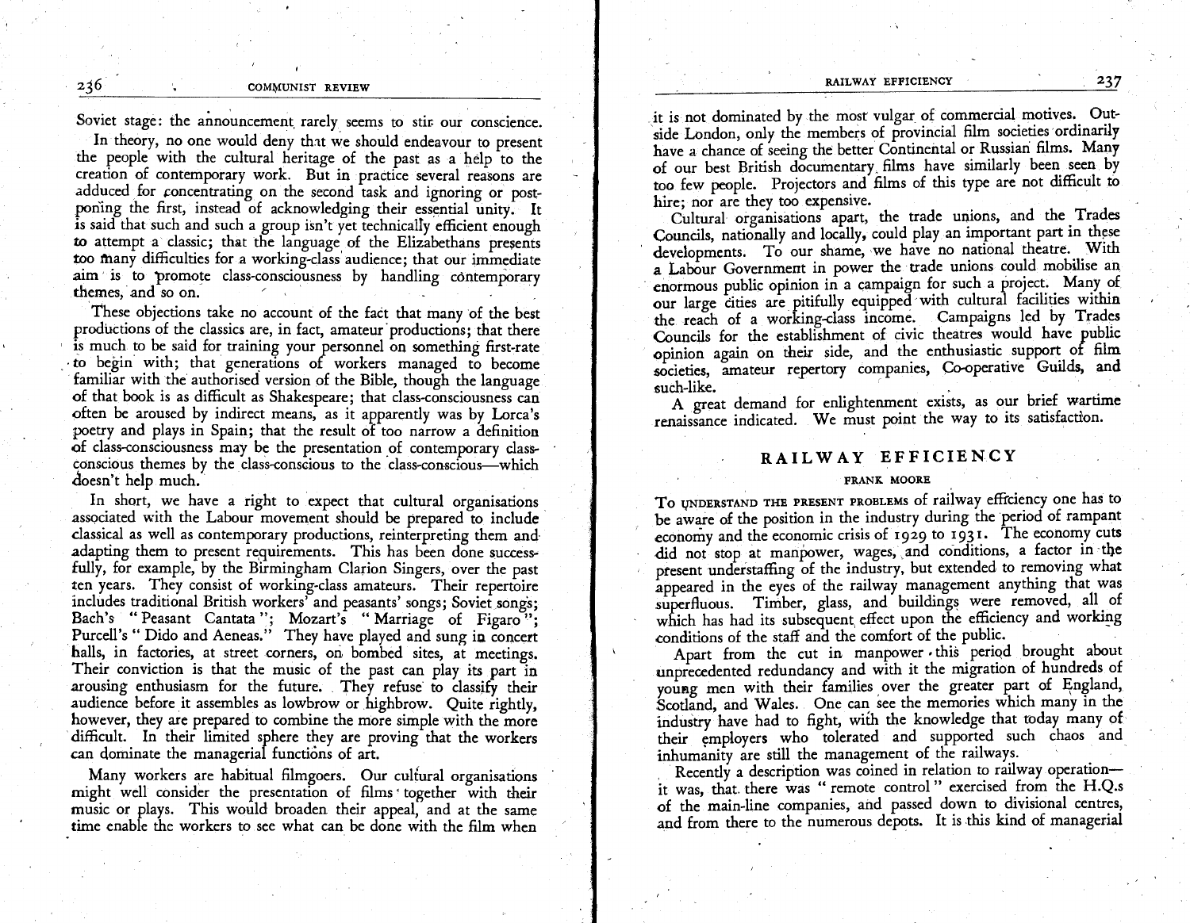Soviet stage: the announcement rarely seems to stir our conscience.

In theory, no one would deny that we should endeavour to present the people with the cultural heritage of the past as a help to the creation of contemporary work. But in practice several reasons are adduced for concentrating on the second task and ignoring or postponing the first, instead of acknowledging their essential unity. It is said that such and such a group isn't yet technically efficient enough to attempt a classic; that the language of the Elizabethans presents too many difficulties for a working-class audience; that our immediate aim is to promote class-consciousness by handling contemporary themes, and so on.

These objections take no account of the fact that many of the best productions of the classics are, in fact, amateur productions; that there is much to be said for training your personnel on something first-rate to begin with; that generations of workers managed to become familiar with the authorised version of the Bible, though the language of that book is as difficult as Shakespeare; that class-consciousness can often be aroused by indirect means, as it apparently was by Lorca's poetry and plays in Spain; that the result of too narrow a definition of class-consciousness may be the presentation of contemporary class-conscious themes by the class-conscious to the class-conscious—which doesn't help much.

In short, we have a right to expect that cultural organisations associated with the Labour movement should be prepared to include classical as well as contemporary productions, reinterpreting them and adapting them to present requirements. This has been done successfully, for example, by the Birmingham Clarion Singers, over the past ten years. They consist of working-class amateurs. Their repertoire includes traditional British workers' and peasants' songs; Soviet songs; Bach's "Peasant Cantata"; Mozart's "Marriage of Figaro"; Purcell's "Dido and Aeneas." They have played and sung in concert halls, in factories, at street corners, on bombed sites, at meetings. Their conviction is that the music of the past can play its part in arousing enthusiasm for the future. They refuse to classify their audience before it assembles as lowbrow or highbrow. Quite rightly, however, they are prepared to combine the more simple with the more difficult. In their limited sphere they are proving that the workers can dominate the managerial functions of art.

Many workers are habitual filmgoers. Our cultural organisations might well consider the presentation of films together with their music or plays. This would broaden their appeal, and at the same time enable the workers to see what can be done with the film when it is not dominated by the most vulgar of commercial motives. Outside London, only the members of provincial film societies ordinarily have a chance of seeing the better Continental or Russian films. Many of our best British documentary films have similarly been seen by too few people. Projectors and films of this type are not difficult to hire; nor are they too expensive.

Cultural organisations apart, the trade unions, and the Trades Councils, nationally and locally, could play an important part in these developments. To our shame, we have no national theatre. With a Labour Government in power the trade unions could mobilise an enormous public opinion in a campaign for such a project. Many of our large cities are pitifully equipped with cultural facilities within the reach of a working-class income. Campaigns led by Trades Councils for the establishment of civic theatres would have public opinion again on their side, and the enthusiastic support of film societies, amateur repertory companies, Co-operative Guilds, and such-like.

A great demand for enlightenment exists, as our brief wartime renaissance indicated. We must point the way to its satisfaction.

## RAILWAY EFFICIENCY

### FRANK MOORE

To understand the present problems of railway efficiency one has to be aware of the position in the industry during the period of rampant economy and the economic crisis of 1929 to 1931. The economy cuts did not stop at manpower, wages, and conditions, a factor in the present understaffing of the industry, but extended to removing what appeared in the eyes of the railway management anything that was superfluous. Timber, glass, and buildings were removed, all of which has had its subsequent effect upon the efficiency and working conditions of the staff and the comfort of the public.

Apart from the cut in manpower this period brought about unprecedented redundancy and with it the migration of hundreds of young men with their families over the greater part of England, Scotland, and Wales. One can see the memories which many in the industry have had to fight, with the knowledge that today many of their employers who tolerated and supported such chaos and inhumanity are still the management of the railways.

Recently a description was coined in relation to railway operation—it was, that there was "remote control" exercised from the H.Q.s of the main-line companies, and passed down to divisional centres, and from there to the numerous depots. It is this kind of managerial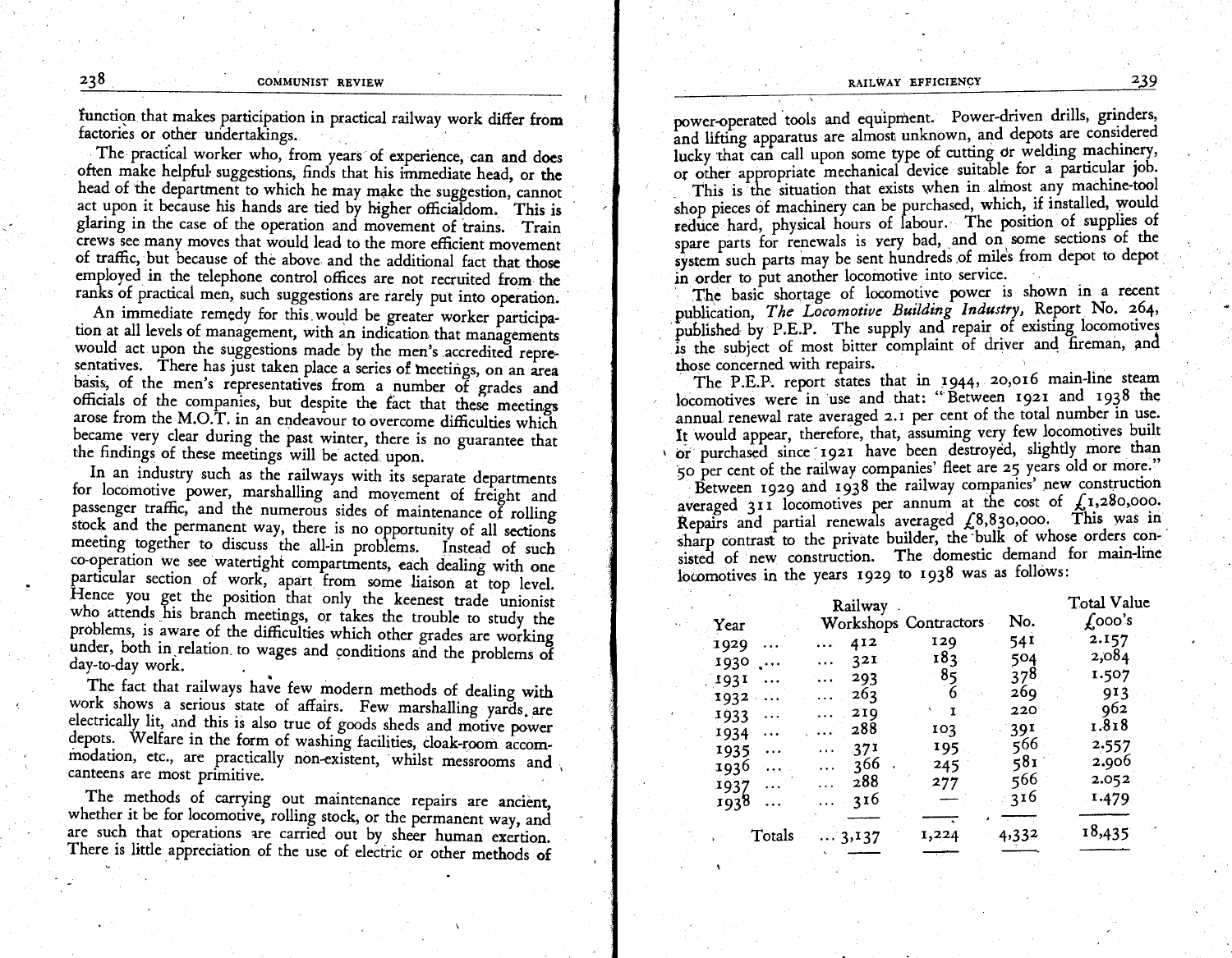function that makes participation in practical railway work differ from factories or other undertakings.

The practical worker who, from years of experience, can and does often make helpful suggestions, finds that his immediate head, or the head of the department to which he may make the suggestion, cannot act upon it because his hands are tied by higher officialdom. This is glaring in the case of the operation and movement of trains. Train crews see many moves that would lead to the more efficient movement of traffic, but because of the above and the additional fact that those employed in the telephone control offices are not recruited from the ranks of practical men, such suggestions are rarely put into operation.

An immediate remedy for this would be greater worker participation at all levels of management, with an indication that managements would act upon the suggestions made by the men's accredited representatives. There has just taken place a series of meetings, on an area basis, of the men's representatives from a number of grades and officials of the companies, but despite the fact that these meetings arose from the M.O.T. in an endeavour to overcome difficulties which became very clear during the past winter, there is no guarantee that the findings of these meetings will be acted upon.

In an industry such as the railways with its separate departments for locomotive power, marshalling and movement of freight and passenger traffic, and the numerous sides of maintenance of rolling stock and the permanent way, there is no opportunity of all sections meeting together to discuss the all-in problems. Instead of such co-operation we see watertight compartments, each dealing with one particular section of work, apart from some liaison at top level. Hence you get the position that only the keenest trade unionist who attends his branch meetings, or takes the trouble to study the problems, is aware of the difficulties which other grades are working under, both in relation to wages and conditions and the problems of day-to-day work.

The fact that railways have few modern methods of dealing with work shows a serious state of affairs. Few marshalling yards are electrically lit, and this is also true of goods sheds and motive power depots. Welfare in the form of washing facilities, cloak-room accommodation, etc., are practically non-existent, whilst messrooms and canteens are most primitive.

The methods of carrying out maintenance repairs are ancient, whether it be for locomotive, rolling stock, or the permanent way, and are such that operations are carried out by sheer human exertion. There is little appreciation of the use of electric or other methods of power-operated tools and equipment. Power-driven drills, grinders, and lifting apparatus are almost unknown, and depots are considered lucky that can call upon some type of cutting or welding machinery, or other appropriate mechanical device suitable for a particular job.

This is the situation that exists when in almost any machine-tool shop pieces of machinery can be purchased, which, if installed, would reduce hard, physical hours of labour. The position of supplies of spare parts for renewals is very bad, and on some sections of the system such parts may be sent hundreds of miles from depot to depot in order to put another locomotive into service.

The basic shortage of locomotive power is shown in a recent publication, *The Locomotive Building Industry*, Report No. 264, published by P.E.P. The supply and repair of existing locomotives is the subject of most bitter complaint of driver and fireman, and those concerned with repairs.

The P.E.P. report states that in 1944, 20,016 main-line steam locomotives were in use and that: "Between 1921 and 1938 the annual renewal rate averaged 2.1 per cent of the total number in use. It would appear, therefore, that, assuming very few locomotives built or purchased since 1921 have been destroyed, slightly more than 50 per cent of the railway companies' fleet are 25 years old or more."

Between 1929 and 1938 the railway companies' new construction averaged 311 locomotives per annum at the cost of £1,280,000. Repairs and partial renewals averaged £8,830,000. This was in sharp contrast to the private builder, the bulk of whose orders consisted of new construction. The domestic demand for main-line locomotives in the years 1929 to 1938 was as follows:

| Year | Railway Workshops | Contractors | No. | Total Value £000's |
|---|---|---|---|---|
| 1929 ... | ... 412 | 129 | 541 | 2.157 |
| 1930 ... | ... 321 | 183 | 504 | 2,084 |
| 1931 ... | ... 293 | 85 | 378 | 1.507 |
| 1932 ... | ... 263 | 6 | 269 | 913 |
| 1933 ... | ... 219 | 1 | 220 | 962 |
| 1934 ... | ... 288 | 103 | 391 | 1.818 |
| 1935 ... | ... 371 | 195 | 566 | 2.557 |
| 1936 ... | ... 366 | 245 | 581 | 2.906 |
| 1937 ... | ... 288 | 277 | 566 | 2.052 |
| 1938 ... | ... 316 | — | 316 | 1.479 |
| Totals | ... 3,137 | 1,224 | 4,332 | 18,435 |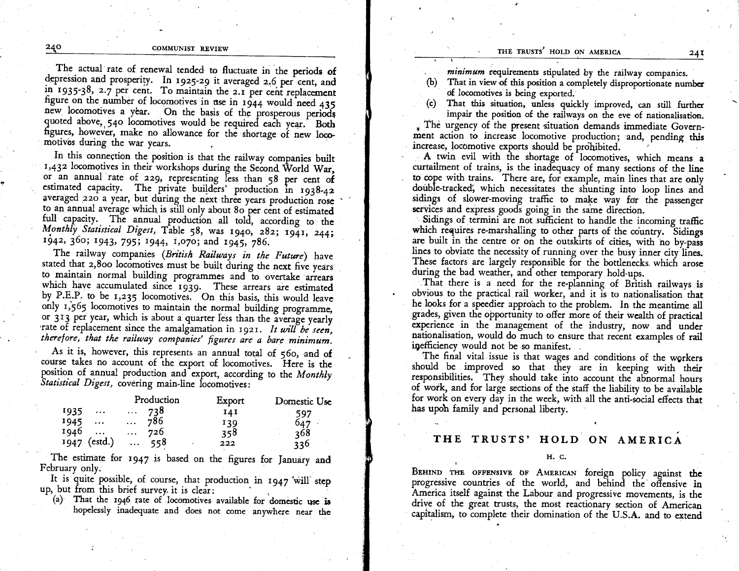The actual rate of renewal tended to fluctuate in the periods of depression and prosperity. In 1925-29 it averaged 2.6 per cent, and in 1935-38, 2.7 per cent. To maintain the 2.1 per cent replacement figure on the number of locomotives in use in 1944 would need 435 new locomotives a year. On the basis of the prosperous periods quoted above, 540 locomotives would be required each year. Both figures, however, make no allowance for the shortage of new locomotives during the war years.

In this connection the position is that the railway companies built 1,432 locomotives in their workshops during the Second World War, or an annual rate of 229, representing less than 58 per cent of estimated capacity. The private builders' production in 1938-42 averaged 220 a year, but during the next three years production rose to an annual average which is still only about 80 per cent of estimated full capacity. The annual production all told, according to the *Monthly Statistical Digest,* Table 58, was 1940, 282; 1941, 244; 1942, 360; 1943, 795; 1944, 1,070; and 1945, 786.

The railway companies (*British Railways in the Future*) have stated that 2,800 locomotives must be built during the next five years to maintain normal building programmes and to overtake arrears which have accumulated since 1939. These arrears are estimated by P.E.P. to be 1,235 locomotives. On this basis, this would leave only 1,565 locomotives to maintain the normal building programme, or 313 per year, which is about a quarter less than the average yearly rate of replacement since the amalgamation in 1921. *It will be seen, therefore, that the railway companies' figures are a bare minimum.*

As it is, however, this represents an annual total of 560, and of course takes no account of the export of locomotives. Here is the position of annual production and export, according to the *Monthly Statistical Digest,* covering main-line locomotives:

| | Production | Export | Domestic Use |
|---|---|---|---|
| 1935 ... | ... 738 | 141 | 597 |
| 1945 ... | ... 786 | 139 | 647 |
| 1946 ... | ... 726 | 358 | 368 |
| 1947 (estd.) | ... 558 | 222 | 336 |

The estimate for 1947 is based on the figures for January and February only.

It is quite possible, of course, that production in 1947 will step up, but from this brief survey it is clear:

(a) That the 1946 rate of locomotives available for domestic use is hopelessly inadequate and does not come anywhere near the *minimum* requirements stipulated by the railway companies.

(b) That in view of this position a completely disproportionate number of locomotives is being exported.

(c) That this situation, unless quickly improved, can still further impair the position of the railways on the eve of nationalisation.

The urgency of the present situation demands immediate Government action to increase locomotive production; and, pending this increase, locomotive exports should be prohibited.

A twin evil with the shortage of locomotives, which means a curtailment of trains, is the inadequacy of many sections of the line to cope with trains. There are, for example, main lines that are only double-tracked, which necessitates the shunting into loop lines and sidings of slower-moving traffic to make way for the passenger services and express goods going in the same direction.

Sidings of termini are not sufficient to handle the incoming traffic which requires re-marshalling to other parts of the country. Sidings are built in the centre or on the outskirts of cities, with no by-pass lines to obviate the necessity of running over the busy inner city lines. These factors are largely responsible for the bottlenecks which arose during the bad weather, and other temporary hold-ups.

That there is a need for the re-planning of British railways is obvious to the practical rail worker, and it is to nationalisation that he looks for a speedier approach to the problem. In the meantime all grades, given the opportunity to offer more of their wealth of practical experience in the management of the industry, now and under nationalisation, would do much to ensure that recent examples of rail inefficiency would not be so manifest.

The final vital issue is that wages and conditions of the workers should be improved so that they are in keeping with their responsibilities. They should take into account the abnormal hours of work, and for large sections of the staff the liability to be available for work on every day in the week, with all the anti-social effects that has upon family and personal liberty.

## THE TRUSTS' HOLD ON AMERICA

H. C.

Behind the offensive of American foreign policy against the progressive countries of the world, and behind the offensive in America itself against the Labour and progressive movements, is the drive of the great trusts, the most reactionary section of American capitalism, to complete their domination of the U.S.A. and to extend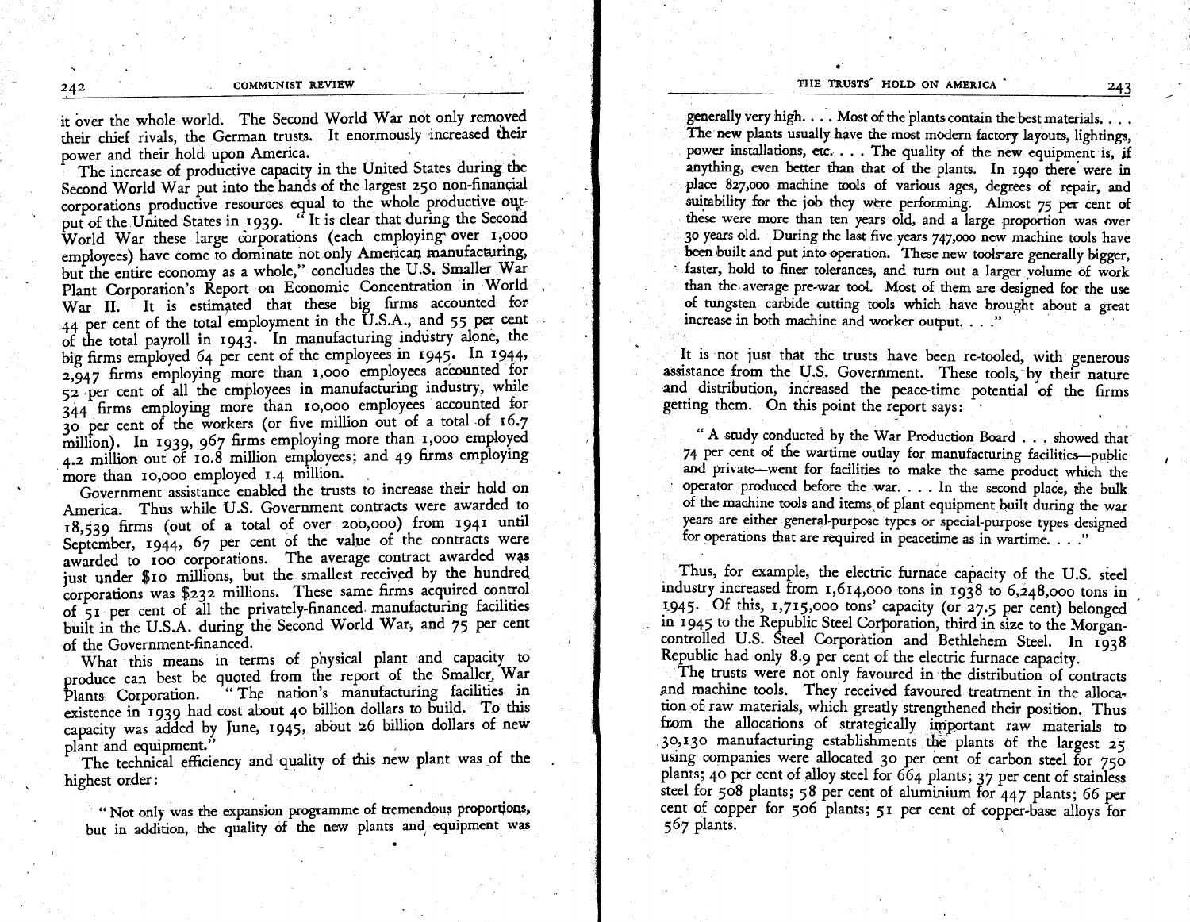it over the whole world. The Second World War not only removed their chief rivals, the German trusts. It enormously increased their power and their hold upon America.

The increase of productive capacity in the United States during the Second World War put into the hands of the largest 250 non-financial corporations productive resources equal to the whole productive output of the United States in 1939. "It is clear that during the Second World War these large corporations (each employing over 1,000 employees) have come to dominate not only American manufacturing, but the entire economy as a whole," concludes the U.S. Smaller War Plant Corporation's Report on Economic Concentration in World War II. It is estimated that these big firms accounted for 44 per cent of the total employment in the U.S.A., and 55 per cent of the total payroll in 1943. In manufacturing industry alone, the big firms employed 64 per cent of the employees in 1945. In 1944, 2,947 firms employing more than 1,000 employees accounted for 52 per cent of all the employees in manufacturing industry, while 344 firms employing more than 10,000 employees accounted for 30 per cent of the workers (or five million out of a total of 16.7 million). In 1939, 967 firms employing more than 1,000 employed 4.2 million out of 10.8 million employees; and 49 firms employing more than 10,000 employed 1.4 million.

Government assistance enabled the trusts to increase their hold on America. Thus while U.S. Government contracts were awarded to 18,539 firms (out of a total of over 200,000) from 1941 until September, 1944, 67 per cent of the value of the contracts were awarded to 100 corporations. The average contract awarded was just under $10 millions, but the smallest received by the hundred corporations was $232 millions. These same firms acquired control of 51 per cent of all the privately-financed manufacturing facilities built in the U.S.A. during the Second World War, and 75 per cent of the Government-financed.

What this means in terms of physical plant and capacity to produce can best be quoted from the report of the Smaller War Plants Corporation. "The nation's manufacturing facilities in existence in 1939 had cost about 40 billion dollars to build. To this capacity was added by June, 1945, about 26 billion dollars of new plant and equipment."

The technical efficiency and quality of this new plant was of the highest order:

> "Not only was the expansion programme of tremendous proportions, but in addition, the quality of the new plants and equipment was generally very high. . . . Most of the plants contain the best materials. . . . The new plants usually have the most modern factory layouts, lightings, power installations, etc. . . . The quality of the new equipment is, if anything, even better than that of the plants. In 1940 there were in place 827,000 machine tools of various ages, degrees of repair, and suitability for the job they were performing. Almost 75 per cent of these were more than ten years old, and a large proportion was over 30 years old. During the last five years 747,000 new machine tools have been built and put into operation. These new tools are generally bigger, faster, hold to finer tolerances, and turn out a larger volume of work than the average pre-war tool. Most of them are designed for the use of tungsten carbide cutting tools which have brought about a great increase in both machine and worker output. . . ."

It is not just that the trusts have been re-tooled, with generous assistance from the U.S. Government. These tools, by their nature and distribution, increased the peace-time potential of the firms getting them. On this point the report says:

> "A study conducted by the War Production Board . . . showed that 74 per cent of the wartime outlay for manufacturing facilities—public and private—went for facilities to make the same product which the operator produced before the war. . . . In the second place, the bulk of the machine tools and items of plant equipment built during the war years are either general-purpose types or special-purpose types designed for operations that are required in peacetime as in wartime. . . ."

Thus, for example, the electric furnace capacity of the U.S. steel industry increased from 1,614,000 tons in 1938 to 6,248,000 tons in 1945. Of this, 1,715,000 tons' capacity (or 27.5 per cent) belonged in 1945 to the Republic Steel Corporation, third in size to the Morgan-controlled U.S. Steel Corporation and Bethlehem Steel. In 1938 Republic had only 8.9 per cent of the electric furnace capacity.

The trusts were not only favoured in the distribution of contracts and machine tools. They received favoured treatment in the allocation of raw materials, which greatly strengthened their position. Thus from the allocations of strategically important raw materials to 30,130 manufacturing establishments the plants of the largest 25 using companies were allocated 30 per cent of carbon steel for 750 plants; 40 per cent of alloy steel for 664 plants; 37 per cent of stainless steel for 508 plants; 58 per cent of aluminium for 447 plants; 66 per cent of copper for 506 plants; 51 per cent of copper-base alloys for 567 plants.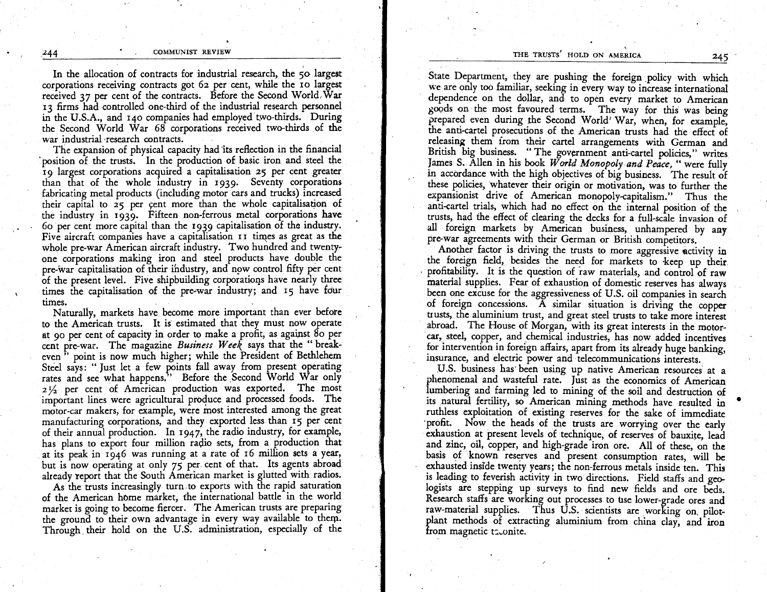In the allocation of contracts for industrial research, the 50 largest corporations receiving contracts got 62 per cent, while the 10 largest received 37 per cent of the contracts. Before the Second World War 13 firms had controlled one-third of the industrial research personnel in the U.S.A., and 140 companies had employed two-thirds. During the Second World War 68 corporations received two-thirds of the war industrial research contracts.

The expansion of physical capacity had its reflection in the financial position of the trusts. In the production of basic iron and steel the 19 largest corporations acquired a capitalisation 25 per cent greater than that of the whole industry in 1939. Seventy corporations fabricating metal products (including motor cars and trucks) increased their capital to 25 per cent more than the whole capitalisation of the industry in 1939. Fifteen non-ferrous metal corporations have 60 per cent more capital than the 1939 capitalisation of the industry. Five aircraft companies have a capitalisation 11 times as great as the whole pre-war American aircraft industry. Two hundred and twenty-one corporations making iron and steel products have double the pre-war capitalisation of their industry, and now control fifty per cent of the present level. Five shipbuilding corporations have nearly three times the capitalisation of the pre-war industry; and 15 have four times.

Naturally, markets have become more important than ever before to the American trusts. It is estimated that they must now operate at 90 per cent of capacity in order to make a profit, as against 80 per cent pre-war. The magazine *Business Week* says that the "break-even" point is now much higher; while the President of Bethlehem Steel says: "Just let a few points fall away from present operating rates and see what happens." Before the Second World War only 2½ per cent of American production was exported. The most important lines were agricultural produce and processed foods. The motor-car makers, for example, were most interested among the great manufacturing corporations, and they exported less than 15 per cent of their annual production. In 1947, the radio industry, for example, has plans to export four million radio sets, from a production that at its peak in 1946 was running at a rate of 16 million sets a year, but is now operating at only 75 per cent of that. Its agents abroad already report that the South American market is glutted with radios.

As the trusts increasingly turn to exports with the rapid saturation of the American home market, the international battle in the world market is going to become fiercer. The American trusts are preparing the ground to their own advantage in every way available to them. Through their hold on the U.S. administration, especially of the State Department, they are pushing the foreign policy with which we are only too familiar, seeking in every way to increase international dependence on the dollar, and to open every market to American goods on the most favoured terms. The way for this was being prepared even during the Second World War, when, for example, the anti-cartel prosecutions of the American trusts had the effect of releasing them from their cartel arrangements with German and British big business. "The government anti-cartel policies," writes James S. Allen in his book *World Monopoly and Peace*, "were fully in accordance with the high objectives of big business. The result of these policies, whatever their origin or motivation, was to further the expansionist drive of American monopoly-capitalism." Thus the anti-cartel trials, which had no effect on the internal position of the trusts, had the effect of clearing the decks for a full-scale invasion of all foreign markets by American business, unhampered by any pre-war agreements with their German or British competitors.

Another factor is driving the trusts to more aggressive activity in the foreign field, besides the need for markets to keep up their profitability. It is the question of raw materials, and control of raw material supplies. Fear of exhaustion of domestic reserves has always been one excuse for the aggressiveness of U.S. oil companies in search of foreign concessions. A similar situation is driving the copper trusts, the aluminium trust, and great steel trusts to take more interest abroad. The House of Morgan, with its great interests in the motor-car, steel, copper, and chemical industries, has now added incentives for intervention in foreign affairs, apart from its already huge banking, insurance, and electric power and telecommunications interests.

U.S. business has been using up native American resources at a phenomenal and wasteful rate. Just as the economics of American lumbering and farming led to mining of the soil and destruction of its natural fertility, so American mining methods have resulted in ruthless exploitation of existing reserves for the sake of immediate profit. Now the heads of the trusts are worrying over the early exhaustion at present levels of technique, of reserves of bauxite, lead and zinc, oil, copper, and high-grade iron ore. All of these, on the basis of known reserves and present consumption rates, will be exhausted inside twenty years; the non-ferrous metals inside ten. This is leading to feverish activity in two directions. Field staffs and geologists are stepping up surveys to find new fields and ore beds. Research staffs are working out processes to use lower-grade ores and raw-material supplies. Thus U.S. scientists are working on pilot-plant methods of extracting aluminium from china clay, and iron from magnetic taconite.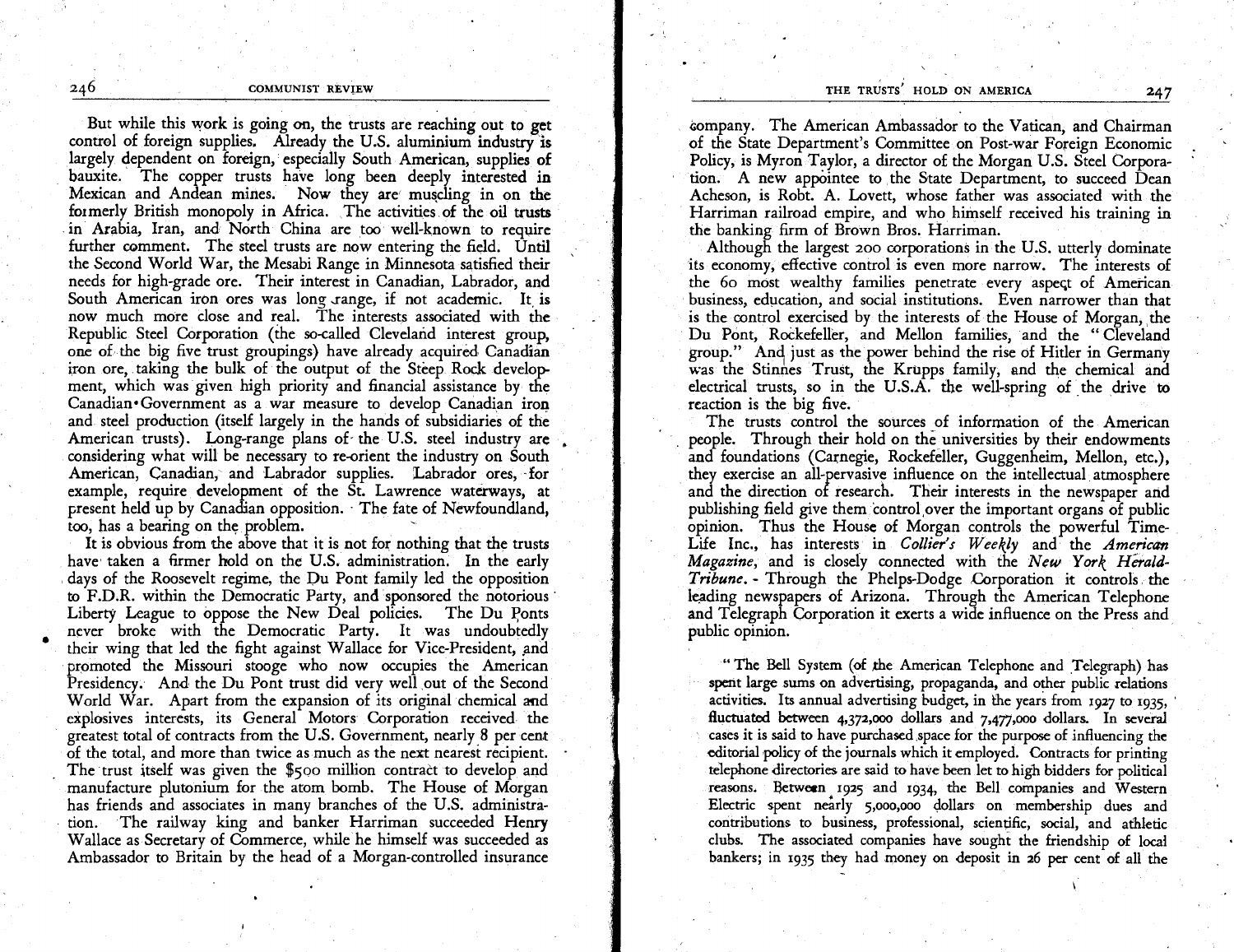But while this work is going on, the trusts are reaching out to get control of foreign supplies. Already the U.S. aluminium industry is largely dependent on foreign, especially South American, supplies of bauxite. The copper trusts have long been deeply interested in Mexican and Andean mines. Now they are muscling in on the formerly British monopoly in Africa. The activities of the oil trusts in Arabia, Iran, and North China are too well-known to require further comment. The steel trusts are now entering the field. Until the Second World War, the Mesabi Range in Minnesota satisfied their needs for high-grade ore. Their interest in Canadian, Labrador, and South American iron ores was long range, if not academic. It is now much more close and real. The interests associated with the Republic Steel Corporation (the so-called Cleveland interest group, one of the big five trust groupings) have already acquired Canadian iron ore, taking the bulk of the output of the Steep Rock development, which was given high priority and financial assistance by the Canadian Government as a war measure to develop Canadian iron and steel production (itself largely in the hands of subsidiaries of the American trusts). Long-range plans of the U.S. steel industry are considering what will be necessary to re-orient the industry on South American, Canadian, and Labrador supplies. Labrador ores, for example, require development of the St. Lawrence waterways, at present held up by Canadian opposition. The fate of Newfoundland, too, has a bearing on the problem.

It is obvious from the above that it is not for nothing that the trusts have taken a firmer hold on the U.S. administration. In the early days of the Roosevelt regime, the Du Pont family led the opposition to F.D.R. within the Democratic Party, and sponsored the notorious Liberty League to oppose the New Deal policies. The Du Ponts never broke with the Democratic Party. It was undoubtedly their wing that led the fight against Wallace for Vice-President, and promoted the Missouri stooge who now occupies the American Presidency. And the Du Pont trust did very well out of the Second World War. Apart from the expansion of its original chemical and explosives interests, its General Motors Corporation received the greatest total of contracts from the U.S. Government, nearly 8 per cent of the total, and more than twice as much as the next nearest recipient. The trust itself was given the $500 million contract to develop and manufacture plutonium for the atom bomb. The House of Morgan has friends and associates in many branches of the U.S. administration. The railway king and banker Harriman succeeded Henry Wallace as Secretary of Commerce, while he himself was succeeded as Ambassador to Britain by the head of a Morgan-controlled insurance company. The American Ambassador to the Vatican, and Chairman of the State Department's Committee on Post-war Foreign Economic Policy, is Myron Taylor, a director of the Morgan U.S. Steel Corporation. A new appointee to the State Department, to succeed Dean Acheson, is Robt. A. Lovett, whose father was associated with the Harriman railroad empire, and who himself received his training in the banking firm of Brown Bros. Harriman.

Although the largest 200 corporations in the U.S. utterly dominate its economy, effective control is even more narrow. The interests of the 60 most wealthy families penetrate every aspect of American business, education, and social institutions. Even narrower than that is the control exercised by the interests of the House of Morgan, the Du Pont, Rockefeller, and Mellon families, and the "Cleveland group." And just as the power behind the rise of Hitler in Germany was the Stinnes Trust, the Krupps family, and the chemical and electrical trusts, so in the U.S.A. the well-spring of the drive to reaction is the big five.

The trusts control the sources of information of the American people. Through their hold on the universities by their endowments and foundations (Carnegie, Rockefeller, Guggenheim, Mellon, etc.), they exercise an all-pervasive influence on the intellectual atmosphere and the direction of research. Their interests in the newspaper and publishing field give them control over the important organs of public opinion. Thus the House of Morgan controls the powerful Time-Life Inc., has interests in *Collier's Weekly* and the *American Magazine*, and is closely connected with the *New York Herald-Tribune*. Through the Phelps-Dodge Corporation it controls the leading newspapers of Arizona. Through the American Telephone and Telegraph Corporation it exerts a wide influence on the Press and public opinion.

> "The Bell System (of the American Telephone and Telegraph) has spent large sums on advertising, propaganda, and other public relations activities. Its annual advertising budget, in the years from 1927 to 1935, fluctuated between 4,372,000 dollars and 7,477,000 dollars. In several cases it is said to have purchased space for the purpose of influencing the editorial policy of the journals which it employed. Contracts for printing telephone directories are said to have been let to high bidders for political reasons. Between 1925 and 1934, the Bell companies and Western Electric spent nearly 5,000,000 dollars on membership dues and contributions to business, professional, scientific, social, and athletic clubs. The associated companies have sought the friendship of local bankers; in 1935 they had money on deposit in 26 per cent of all the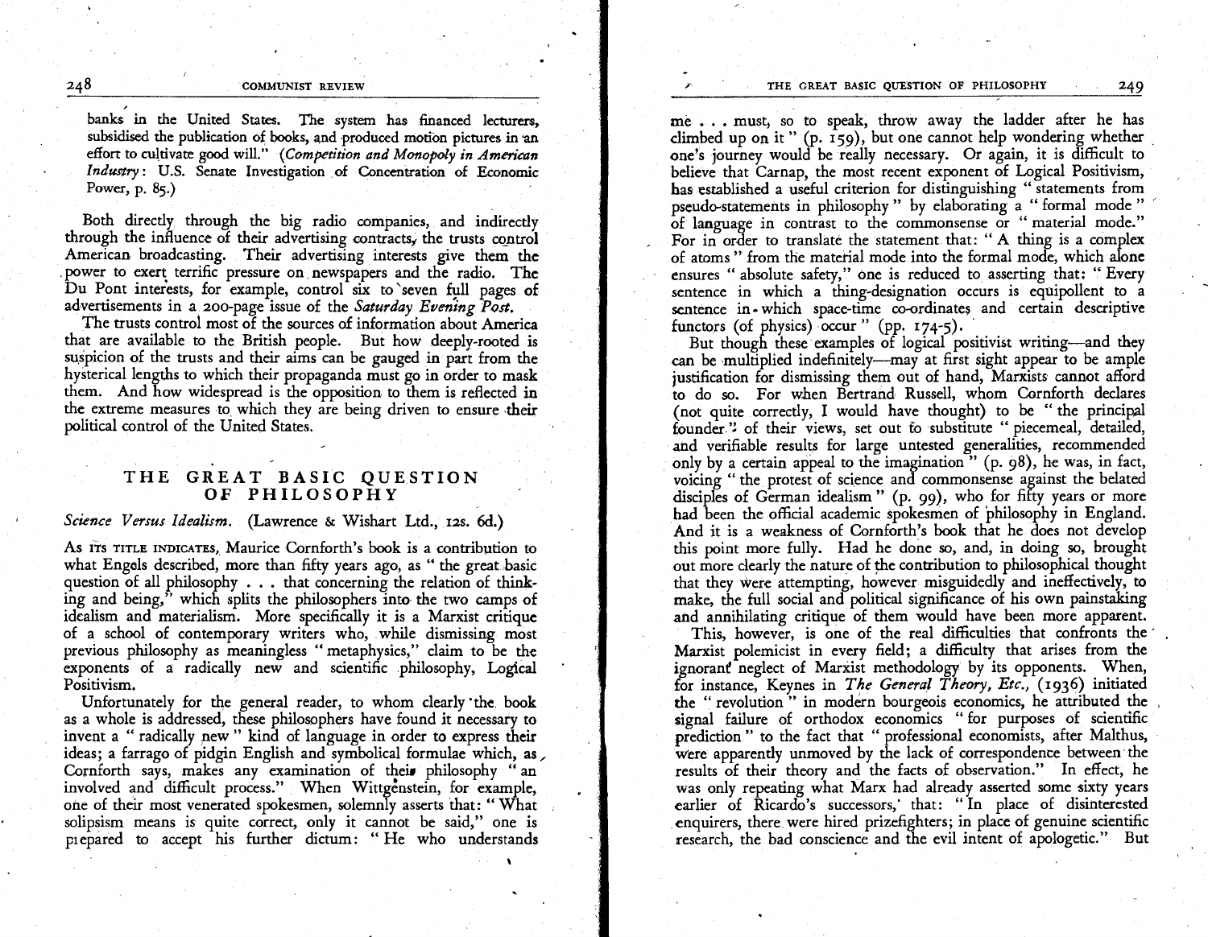banks in the United States. The system has financed lecturers, subsidised the publication of books, and produced motion pictures in an effort to cultivate good will." (*Competition and Monopoly in American Industry*: U.S. Senate Investigation of Concentration of Economic Power, p. 85.)

Both directly through the big radio companies, and indirectly through the influence of their advertising contracts, the trusts control American broadcasting. Their advertising interests give them the power to exert terrific pressure on newspapers and the radio. The Du Pont interests, for example, control six to seven full pages of advertisements in a 200-page issue of the *Saturday Evening Post*.

The trusts control most of the sources of information about America that are available to the British people. But how deeply-rooted is suspicion of the trusts and their aims can be gauged in part from the hysterical lengths to which their propaganda must go in order to mask them. And how widespread is the opposition to them is reflected in the extreme measures to which they are being driven to ensure their political control of the United States.

## THE GREAT BASIC QUESTION OF PHILOSOPHY

*Science Versus Idealism.* (Lawrence & Wishart Ltd., 12s. 6d.)

As ITS TITLE INDICATES, Maurice Cornforth's book is a contribution to what Engels described, more than fifty years ago, as " the great basic question of all philosophy . . . that concerning the relation of thinking and being," which splits the philosophers into the two camps of idealism and materialism. More specifically it is a Marxist critique of a school of contemporary writers who, while dismissing most previous philosophy as meaningless " metaphysics," claim to be the exponents of a radically new and scientific philosophy, Logical Positivism.

Unfortunately for the general reader, to whom clearly the book as a whole is addressed, these philosophers have found it necessary to invent a " radically new " kind of language in order to express their ideas; a farrago of pidgin English and symbolical formulae which, as Cornforth says, makes any examination of their philosophy " an involved and difficult process." When Wittgenstein, for example, one of their most venerated spokesmen, solemnly asserts that: " What solipsism means is quite correct, only it cannot be said," one is prepared to accept his further dictum: " He who understands me . . . must, so to speak, throw away the ladder after he has climbed up on it " (p. 159), but one cannot help wondering whether one's journey would be really necessary. Or again, it is difficult to believe that Carnap, the most recent exponent of Logical Positivism, has established a useful criterion for distinguishing " statements from pseudo-statements in philosophy " by elaborating a " formal mode " of language in contrast to the commonsense or " material mode." For in order to translate the statement that: " A thing is a complex of atoms " from the material mode into the formal mode, which alone ensures " absolute safety," one is reduced to asserting that: " Every sentence in which a thing-designation occurs is equipollent to a sentence in which space-time co-ordinates and certain descriptive functors (of physics) occur " (pp. 174-5).

But though these examples of logical positivist writing—and they can be multiplied indefinitely—may at first sight appear to be ample justification for dismissing them out of hand, Marxists cannot afford to do so. For when Bertrand Russell, whom Cornforth declares (not quite correctly, I would have thought) to be " the principal founder " of their views, set out to substitute " piecemeal, detailed, and verifiable results for large untested generalities, recommended only by a certain appeal to the imagination " (p. 98), he was, in fact, voicing " the protest of science and commonsense against the belated disciples of German idealism " (p. 99), who for fifty years or more had been the official academic spokesmen of philosophy in England. And it is a weakness of Cornforth's book that he does not develop this point more fully. Had he done so, and, in doing so, brought out more clearly the nature of the contribution to philosophical thought that they were attempting, however misguidedly and ineffectively, to make, the full social and political significance of his own painstaking and annihilating critique of them would have been more apparent.

This, however, is one of the real difficulties that confronts the Marxist polemicist in every field; a difficulty that arises from the ignorant neglect of Marxist methodology by its opponents. When, for instance, Keynes in *The General Theory, Etc.,* (1936) initiated the " revolution " in modern bourgeois economics, he attributed the signal failure of orthodox economics " for purposes of scientific prediction " to the fact that " professional economists, after Malthus, were apparently unmoved by the lack of correspondence between the results of their theory and the facts of observation." In effect, he was only repeating what Marx had already asserted some sixty years earlier of Ricardo's successors, that: " In place of disinterested enquirers, there were hired prizefighters; in place of genuine scientific research, the bad conscience and the evil intent of apologetic." But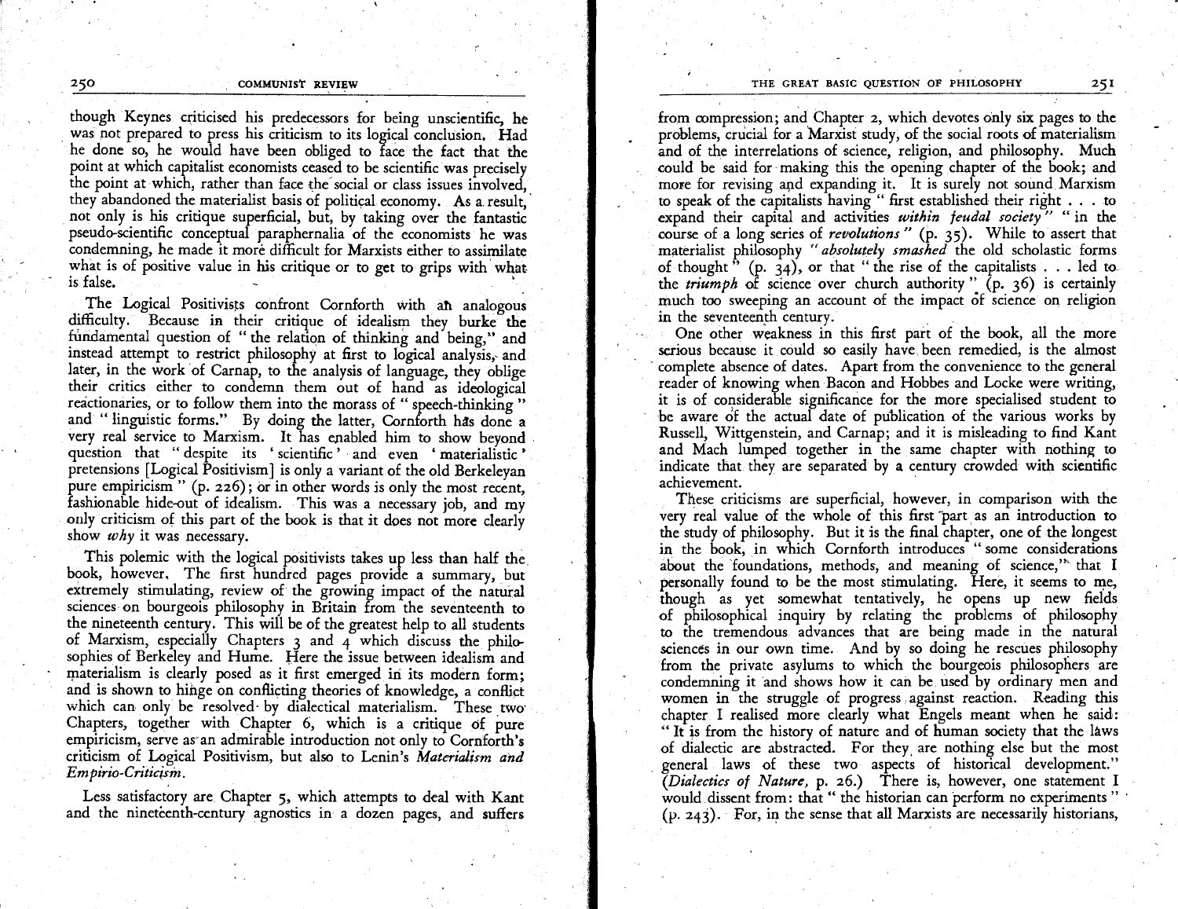though Keynes criticised his predecessors for being unscientific, he was not prepared to press his criticism to its logical conclusion. Had he done so, he would have been obliged to face the fact that the point at which capitalist economists ceased to be scientific was precisely the point at which, rather than face the social or class issues involved, they abandoned the materialist basis of political economy. As a result, not only is his critique superficial, but, by taking over the fantastic pseudo-scientific conceptual paraphernalia of the economists he was condemning, he made it more difficult for Marxists either to assimilate what is of positive value in his critique or to get to grips with what is false.

The Logical Positivists confront Cornforth with an analogous difficulty. Because in their critique of idealism they burke the fundamental question of "the relation of thinking and being," and instead attempt to restrict philosophy at first to logical analysis, and later, in the work of Carnap, to the analysis of language, they oblige their critics either to condemn them out of hand as ideological reactionaries, or to follow them into the morass of "speech-thinking" and "linguistic forms." By doing the latter, Cornforth has done a very real service to Marxism. It has enabled him to show beyond question that "despite its 'scientific' and even 'materialistic' pretensions [Logical Positivism] is only a variant of the old Berkeleyan pure empiricism" (p. 226); or in other words is only the most recent, fashionable hide-out of idealism. This was a necessary job, and my only criticism of this part of the book is that it does not more clearly show *why* it was necessary.

This polemic with the logical positivists takes up less than half the book, however. The first hundred pages provide a summary, but extremely stimulating, review of the growing impact of the natural sciences on bourgeois philosophy in Britain from the seventeenth to the nineteenth century. This will be of the greatest help to all students of Marxism, especially Chapters 3 and 4 which discuss the philosophies of Berkeley and Hume. Here the issue between idealism and materialism is clearly posed as it first emerged in its modern form; and is shown to hinge on conflicting theories of knowledge, a conflict which can only be resolved by dialectical materialism. These two Chapters, together with Chapter 6, which is a critique of pure empiricism, serve as an admirable introduction not only to Cornforth's criticism of Logical Positivism, but also to Lenin's *Materialism and Empirio-Criticism*.

Less satisfactory are Chapter 5, which attempts to deal with Kant and the nineteenth-century agnostics in a dozen pages, and suffers from compression; and Chapter 2, which devotes only six pages to the problems, crucial for a Marxist study, of the social roots of materialism and of the interrelations of science, religion, and philosophy. Much could be said for making this the opening chapter of the book; and more for revising and expanding it. It is surely not sound Marxism to speak of the capitalists having "first established their right . . . to expand their capital and activities *within feudal society*" "in the course of a long series of *revolutions*" (p. 35). While to assert that materialist philosophy "*absolutely smashed* the old scholastic forms of thought" (p. 34), or that "the rise of the capitalists . . . led to the *triumph* of science over church authority" (p. 36) is certainly much too sweeping an account of the impact of science on religion in the seventeenth century.

One other weakness in this first part of the book, all the more serious because it could so easily have been remedied, is the almost complete absence of dates. Apart from the convenience to the general reader of knowing when Bacon and Hobbes and Locke were writing, it is of considerable significance for the more specialised student to be aware of the actual date of publication of the various works by Russell, Wittgenstein, and Carnap; and it is misleading to find Kant and Mach lumped together in the same chapter with nothing to indicate that they are separated by a century crowded with scientific achievement.

These criticisms are superficial, however, in comparison with the very real value of the whole of this first part as an introduction to the study of philosophy. But it is the final chapter, one of the longest in the book, in which Cornforth introduces "some considerations about the foundations, methods, and meaning of science," that I personally found to be the most stimulating. Here, it seems to me, though as yet somewhat tentatively, he opens up new fields of philosophical inquiry by relating the problems of philosophy to the tremendous advances that are being made in the natural sciences in our own time. And by so doing he rescues philosophy from the private asylums to which the bourgeois philosophers are condemning it and shows how it can be used by ordinary men and women in the struggle of progress against reaction. Reading this chapter I realised more clearly what Engels meant when he said: "It is from the history of nature and of human society that the laws of dialectic are abstracted. For they are nothing else but the most general laws of these two aspects of historical development." (*Dialectics of Nature*, p. 26.) There is, however, one statement I would dissent from: that "the historian can perform no experiments" (p. 243). For, in the sense that all Marxists are necessarily historians,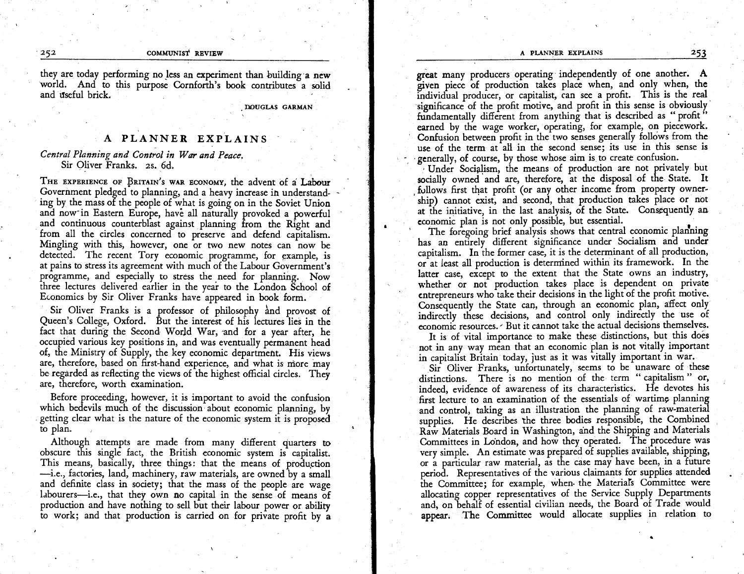they are today performing no less an experiment than building a new world. And to this purpose Cornforth's book contributes a solid and useful brick.

DOUGLAS GARMAN

## A PLANNER EXPLAINS

*Central Planning and Control in War and Peace.*
Sir Oliver Franks. 2s. 6d.

THE EXPERIENCE OF BRITAIN'S WAR ECONOMY, the advent of a Labour Government pledged to planning, and a heavy increase in understanding by the mass of the people of what is going on in the Soviet Union and now in Eastern Europe, have all naturally provoked a powerful and continuous counterblast against planning from the Right and from all the circles concerned to preserve and defend capitalism. Mingling with this, however, one or two new notes can now be detected. The recent Tory economic programme, for example, is at pains to stress its agreement with much of the Labour Government's programme, and especially to stress the need for planning. Now three lectures delivered earlier in the year to the London School of Economics by Sir Oliver Franks have appeared in book form.

Sir Oliver Franks is a professor of philosophy and provost of Queen's College, Oxford. But the interest of his lectures lies in the fact that during the Second World War, and for a year after, he occupied various key positions in, and was eventually permanent head of, the Ministry of Supply, the key economic department. His views are, therefore, based on first-hand experience, and what is more may be regarded as reflecting the views of the highest official circles. They are, therefore, worth examination.

Before proceeding, however, it is important to avoid the confusion which bedevils much of the discussion about economic planning, by getting clear what is the nature of the economic system it is proposed to plan.

Although attempts are made from many different quarters to obscure this single fact, the British economic system is capitalist. This means, basically, three things: that the means of production—i.e., factories, land, machinery, raw materials, are owned by a small and definite class in society; that the mass of the people are wage labourers—i.e., that they own no capital in the sense of means of production and have nothing to sell but their labour power or ability to work; and that production is carried on for private profit by a great many producers operating independently of one another. A given piece of production takes place when, and only when, the individual producer, or capitalist, can see a profit. This is the real significance of the profit motive, and profit in this sense is obviously fundamentally different from anything that is described as "profit" earned by the wage worker, operating, for example, on piecework. Confusion between profit in the two senses generally follows from the use of the term at all in the second sense; its use in this sense is generally, of course, by those whose aim is to create confusion.

Under Socialism, the means of production are not privately but socially owned and are, therefore, at the disposal of the State. It follows first that profit (or any other income from property ownership) cannot exist, and second, that production takes place or not at the initiative, in the last analysis, of the State. Consequently an economic plan is not only possible, but essential.

The foregoing brief analysis shows that central economic planning has an entirely different significance under Socialism and under capitalism. In the former case, it is the determinant of all production, or at least all production is determined within its framework. In the latter case, except to the extent that the State owns an industry, whether or not production takes place is dependent on private entrepreneurs who take their decisions in the light of the profit motive. Consequently the State can, through an economic plan, affect only indirectly these decisions, and control only indirectly the use of economic resources. But it cannot take the actual decisions themselves.

It is of vital importance to make these distinctions, but this does not in any way mean that an economic plan is not vitally important in capitalist Britain today, just as it was vitally important in war.

Sir Oliver Franks, unfortunately, seems to be unaware of these distinctions. There is no mention of the term "capitalism" or, indeed, evidence of awareness of its characteristics. He devotes his first lecture to an examination of the essentials of wartime planning and control, taking as an illustration the planning of raw-material supplies. He describes the three bodies responsible, the Combined Raw Materials Board in Washington, and the Shipping and Materials Committees in London, and how they operated. The procedure was very simple. An estimate was prepared of supplies available, shipping, or a particular raw material, as the case may have been, in a future period. Representatives of the various claimants for supplies attended the Committee; for example, when the Materials Committee were allocating copper representatives of the Service Supply Departments and, on behalf of essential civilian needs, the Board of Trade would appear. The Committee would allocate supplies in relation to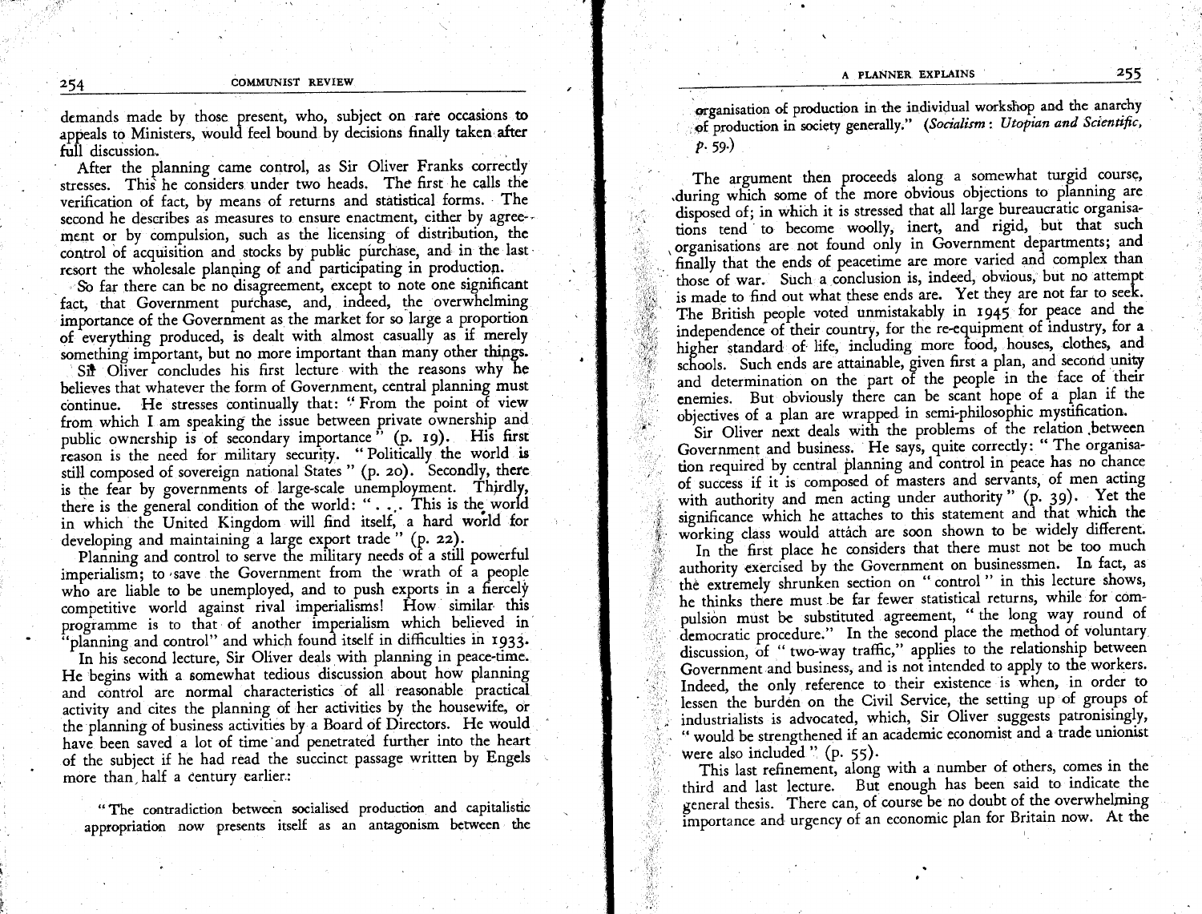demands made by those present, who, subject on rare occasions to appeals to Ministers, would feel bound by decisions finally taken after full discussion.

After the planning came control, as Sir Oliver Franks correctly stresses. This he considers under two heads. The first he calls the verification of fact, by means of returns and statistical forms. The second he describes as measures to ensure enactment, either by agreement or by compulsion, such as the licensing of distribution, the control of acquisition and stocks by public purchase, and in the last resort the wholesale planning of and participating in production.

So far there can be no disagreement, except to note one significant fact, that Government purchase, and, indeed, the overwhelming importance of the Government as the market for so large a proportion of everything produced, is dealt with almost casually as if merely something important, but no more important than many other things.

Sir Oliver concludes his first lecture with the reasons why he believes that whatever the form of Government, central planning must continue. He stresses continually that: "From the point of view from which I am speaking the issue between private ownership and public ownership is of secondary importance" (p. 19). His first reason is the need for military security. "Politically the world is still composed of sovereign national States" (p. 20). Secondly, there is the fear by governments of large-scale unemployment. Thirdly, there is the general condition of the world: ". . . This is the world in which the United Kingdom will find itself, a hard world for developing and maintaining a large export trade" (p. 22).

Planning and control to serve the military needs of a still powerful imperialism; to save the Government from the wrath of a people who are liable to be unemployed, and to push exports in a fiercely competitive world against rival imperialisms! How similar this programme is to that of another imperialism which believed in "planning and control" and which found itself in difficulties in 1933.

In his second lecture, Sir Oliver deals with planning in peace-time. He begins with a somewhat tedious discussion about how planning and control are normal characteristics of all reasonable practical activity and cites the planning of her activities by the housewife, or the planning of business activities by a Board of Directors. He would have been saved a lot of time and penetrated further into the heart of the subject if he had read the succinct passage written by Engels more than half a century earlier:

> "The contradiction between socialised production and capitalistic appropriation now presents itself as an antagonism between the organisation of production in the individual workshop and the anarchy of production in society generally." (*Socialism: Utopian and Scientific*, *p.* 59.)

The argument then proceeds along a somewhat turgid course, during which some of the more obvious objections to planning are disposed of; in which it is stressed that all large bureaucratic organisations tend to become woolly, inert, and rigid, but that such organisations are not found only in Government departments; and finally that the ends of peacetime are more varied and complex than those of war. Such a conclusion is, indeed, obvious, but no attempt is made to find out what these ends are. Yet they are not far to seek. The British people voted unmistakably in 1945 for peace and the independence of their country, for the re-equipment of industry, for a higher standard of life, including more food, houses, clothes, and schools. Such ends are attainable, given first a plan, and second unity and determination on the part of the people in the face of their enemies. But obviously there can be scant hope of a plan if the objectives of a plan are wrapped in semi-philosophic mystification.

Sir Oliver next deals with the problems of the relation between Government and business. He says, quite correctly: "The organisation required by central planning and control in peace has no chance of success if it is composed of masters and servants, of men acting with authority and men acting under authority" (p. 39). Yet the significance which he attaches to this statement and that which the working class would attach are soon shown to be widely different.

In the first place he considers that there must not be too much authority exercised by the Government on businessmen. In fact, as the extremely shrunken section on "control" in this lecture shows, he thinks there must be far fewer statistical returns, while for compulsion must be substituted agreement, "the long way round of democratic procedure." In the second place the method of voluntary discussion, of "two-way traffic," applies to the relationship between Government and business, and is not intended to apply to the workers. Indeed, the only reference to their existence is when, in order to lessen the burden on the Civil Service, the setting up of groups of industrialists is advocated, which, Sir Oliver suggests patronisingly, "would be strengthened if an academic economist and a trade unionist were also included" (p. 55).

This last refinement, along with a number of others, comes in the third and last lecture. But enough has been said to indicate the general thesis. There can, of course be no doubt of the overwhelming importance and urgency of an economic plan for Britain now. At the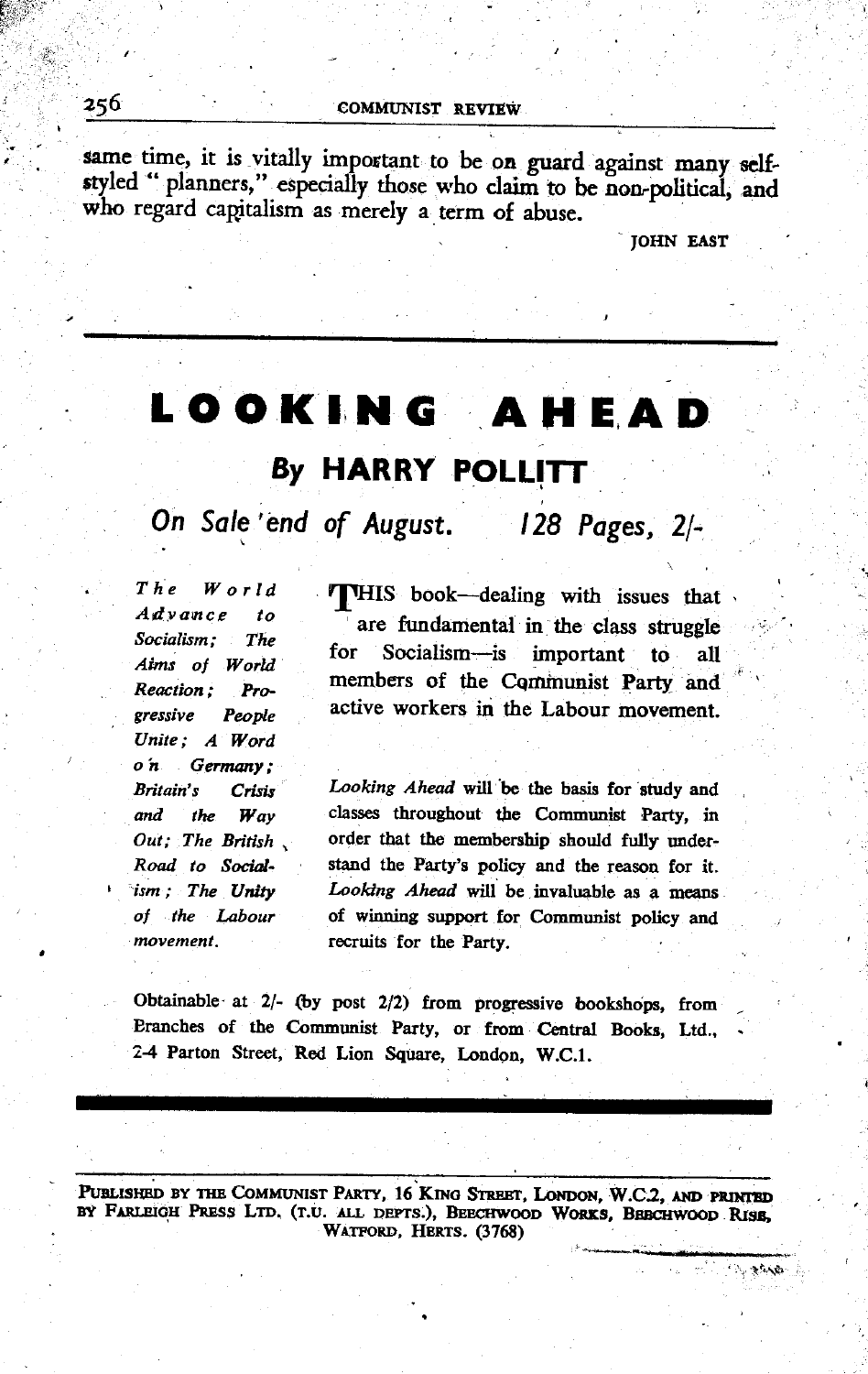same time, it is vitally important to be on guard against many self-styled "planners," especially those who claim to be non-political, and who regard capitalism as merely a term of abuse.

JOHN EAST

---

# LOOKING AHEAD

## By HARRY POLLITT

*On Sale end of August. 128 Pages, 2/-*

*The World Advance to Socialism; The Aims of World Reaction; Progressive People Unite; A Word on Germany; Britain's Crisis and the Way Out; The British Road to Socialism; The Unity of the Labour movement.*

THIS book—dealing with issues that are fundamental in the class struggle for Socialism—is important to all members of the Communist Party and active workers in the Labour movement.

*Looking Ahead* will be the basis for study and classes throughout the Communist Party, in order that the membership should fully understand the Party's policy and the reason for it. *Looking Ahead* will be invaluable as a means of winning support for Communist policy and recruits for the Party.

Obtainable at 2/- (by post 2/2) from progressive bookshops, from Branches of the Communist Party, or from Central Books, Ltd., 2-4 Parton Street, Red Lion Square, London, W.C.1.

---

PUBLISHED BY THE COMMUNIST PARTY, 16 KING STREET, LONDON, W.C.2, AND PRINTED BY FARLEIGH PRESS LTD. (T.U. ALL DEPTS.), BEECHWOOD WORKS, BEECHWOOD RISE, WATFORD, HERTS. (3768)